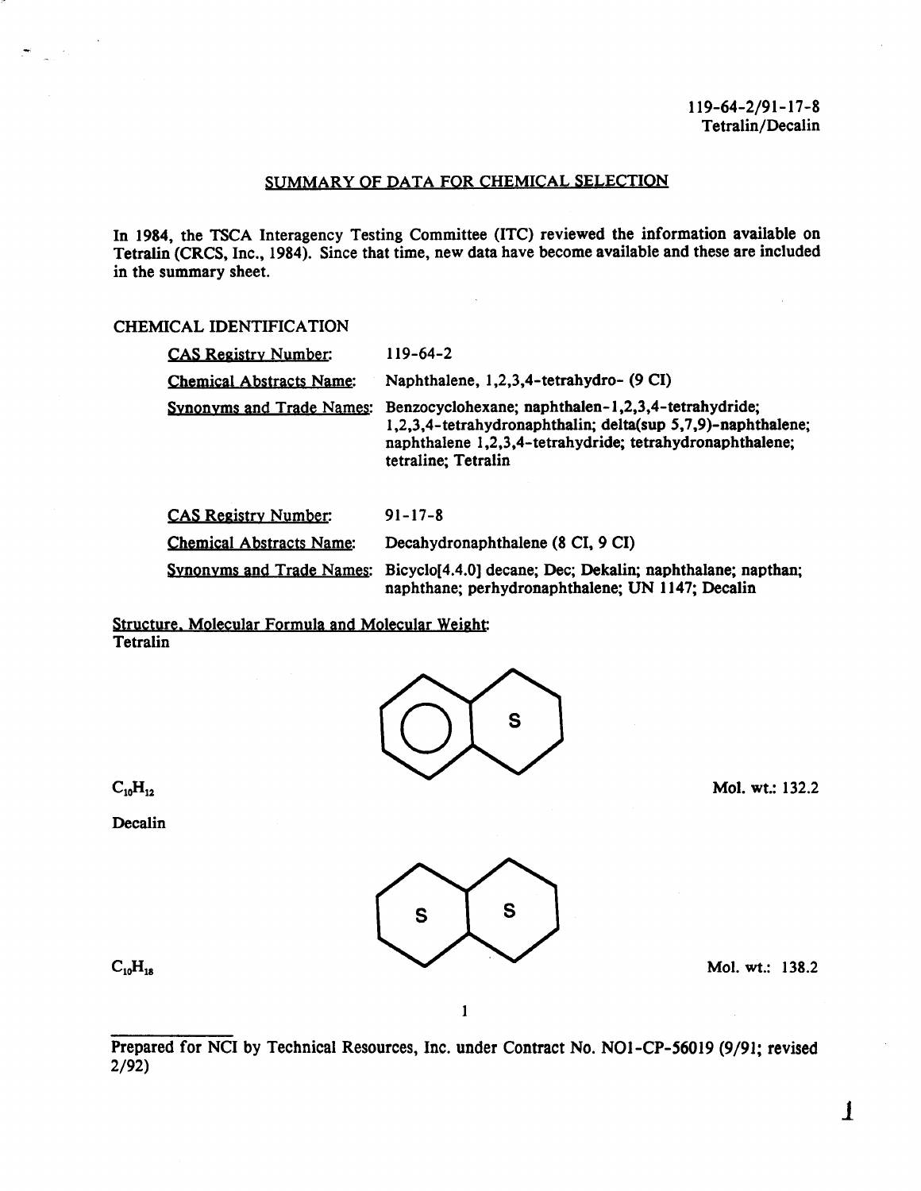119-64-2/91-17-8
Tetralin/Decalin

## SUMMARY OF DATA FOR CHEMICAL SELECTION

In 1984, the TSCA Interagency Testing Committee (ITC) reviewed the information available on Tetralin (CRCS, Inc., 1984). Since that time, new data have become available and these are included in the summary sheet.

### CHEMICAL IDENTIFICATION

**CAS Registry Number:** 119-64-2

**Chemical Abstracts Name:** Naphthalene, 1,2,3,4-tetrahydro- (9 CI)

**Synonyms and Trade Names:** Benzocyclohexane; naphthalen-1,2,3,4-tetrahydride; 1,2,3,4-tetrahydronaphthalin; delta(sup 5,7,9)-naphthalene; naphthalene 1,2,3,4-tetrahydride; tetrahydronaphthalene; tetraline; Tetralin

**CAS Registry Number:** 91-17-8

**Chemical Abstracts Name:** Decahydronaphthalene (8 CI, 9 CI)

**Synonyms and Trade Names:** Bicyclo[4.4.0] decane; Dec; Dekalin; naphthalane; napthan; naphthane; perhydronaphthalene; UN 1147; Decalin

**Structure, Molecular Formula and Molecular Weight:**

Tetralin

$C_{10}H_{12}$ Mol. wt.: 132.2

Decalin

$C_{10}H_{18}$ Mol. wt.: 138.2

Prepared for NCI by Technical Resources, Inc. under Contract No. NO1-CP-56019 (9/91; revised 2/92)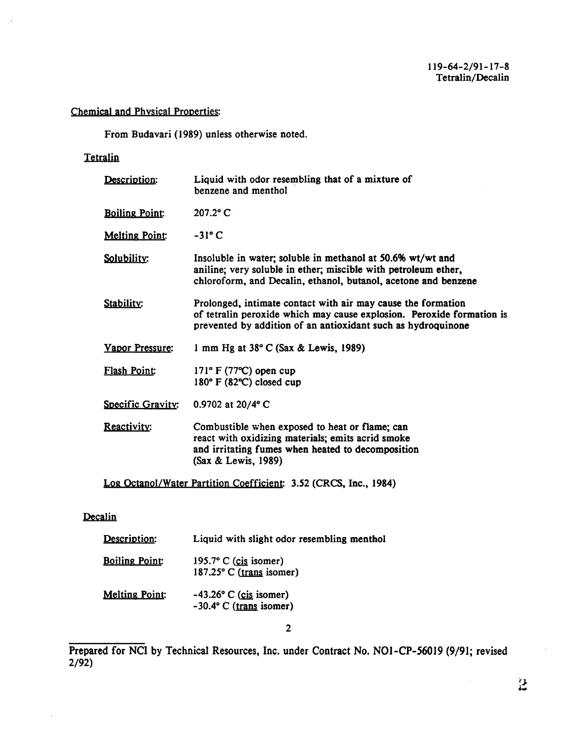119-64-2/91-17-8
Tetralin/Decalin

## Chemical and Physical Properties:

From Budavari (1989) unless otherwise noted.

### Tetralin

| | |
|---|---|
| Description: | Liquid with odor resembling that of a mixture of benzene and menthol |
| Boiling Point: | 207.2° C |
| Melting Point: | -31° C |
| Solubility: | Insoluble in water; soluble in methanol at 50.6% wt/wt and aniline; very soluble in ether; miscible with petroleum ether, chloroform, and Decalin, ethanol, butanol, acetone and benzene |
| Stability: | Prolonged, intimate contact with air may cause the formation of tetralin peroxide which may cause explosion. Peroxide formation is prevented by addition of an antioxidant such as hydroquinone |
| Vapor Pressure: | 1 mm Hg at 38° C (Sax & Lewis, 1989) |
| Flash Point: | 171° F (77°C) open cup<br>180° F (82°C) closed cup |
| Specific Gravity: | 0.9702 at 20/4° C |
| Reactivity: | Combustible when exposed to heat or flame; can react with oxidizing materials; emits acrid smoke and irritating fumes when heated to decomposition (Sax & Lewis, 1989) |

Log Octanol/Water Partition Coefficient: 3.52 (CRCS, Inc., 1984)

### Decalin

| | |
|---|---|
| Description: | Liquid with slight odor resembling menthol |
| Boiling Point: | 195.7° C (*cis* isomer)<br>187.25° C (*trans* isomer) |
| Melting Point: | -43.26° C (*cis* isomer)<br>-30.4° C (*trans* isomer) |

Prepared for NCI by Technical Resources, Inc. under Contract No. NO1-CP-56019 (9/91; revised 2/92)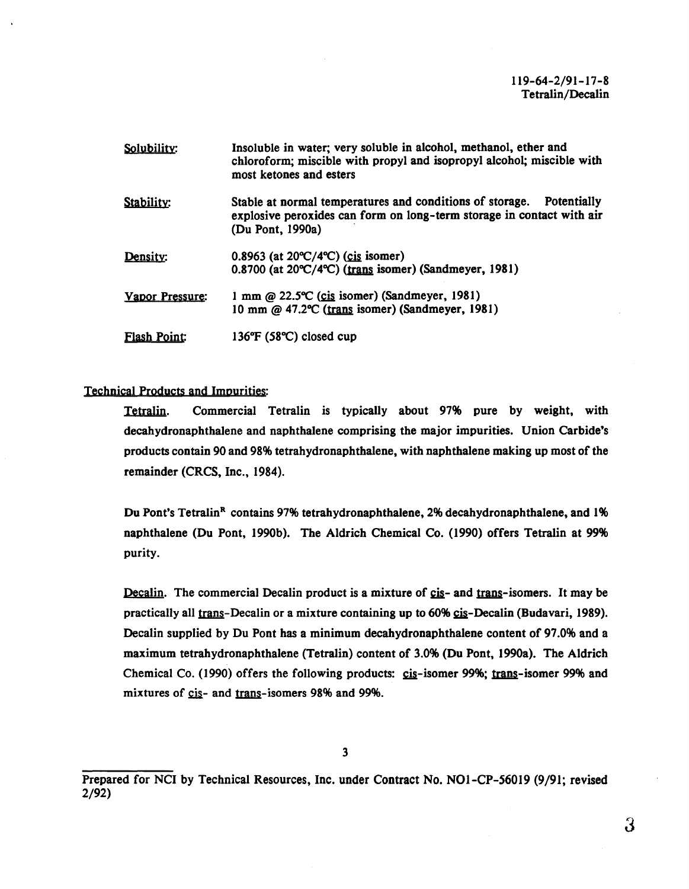**Solubility:** Insoluble in water; very soluble in alcohol, methanol, ether and chloroform; miscible with propyl and isopropyl alcohol; miscible with most ketones and esters

**Stability:** Stable at normal temperatures and conditions of storage. Potentially explosive peroxides can form on long-term storage in contact with air (Du Pont, 1990a)

**Density:** 0.8963 (at 20°C/4°C) (*cis* isomer)
0.8700 (at 20°C/4°C) (*trans* isomer) (Sandmeyer, 1981)

**Vapor Pressure:** 1 mm @ 22.5°C (*cis* isomer) (Sandmeyer, 1981)
10 mm @ 47.2°C (*trans* isomer) (Sandmeyer, 1981)

**Flash Point:** 136°F (58°C) closed cup

## Technical Products and Impurities:

**Tetralin.** Commercial Tetralin is typically about 97% pure by weight, with decahydronaphthalene and naphthalene comprising the major impurities. Union Carbide's products contain 90 and 98% tetrahydronaphthalene, with naphthalene making up most of the remainder (CRCS, Inc., 1984).

Du Pont's Tetralin[R] contains 97% tetrahydronaphthalene, 2% decahydronaphthalene, and 1% naphthalene (Du Pont, 1990b). The Aldrich Chemical Co. (1990) offers Tetralin at 99% purity.

**Decalin.** The commercial Decalin product is a mixture of *cis*- and *trans*-isomers. It may be practically all *trans*-Decalin or a mixture containing up to 60% *cis*-Decalin (Budavari, 1989). Decalin supplied by Du Pont has a minimum decahydronaphthalene content of 97.0% and a maximum tetrahydronaphthalene (Tetralin) content of 3.0% (Du Pont, 1990a). The Aldrich Chemical Co. (1990) offers the following products: *cis*-isomer 99%; *trans*-isomer 99% and mixtures of *cis*- and *trans*-isomers 98% and 99%.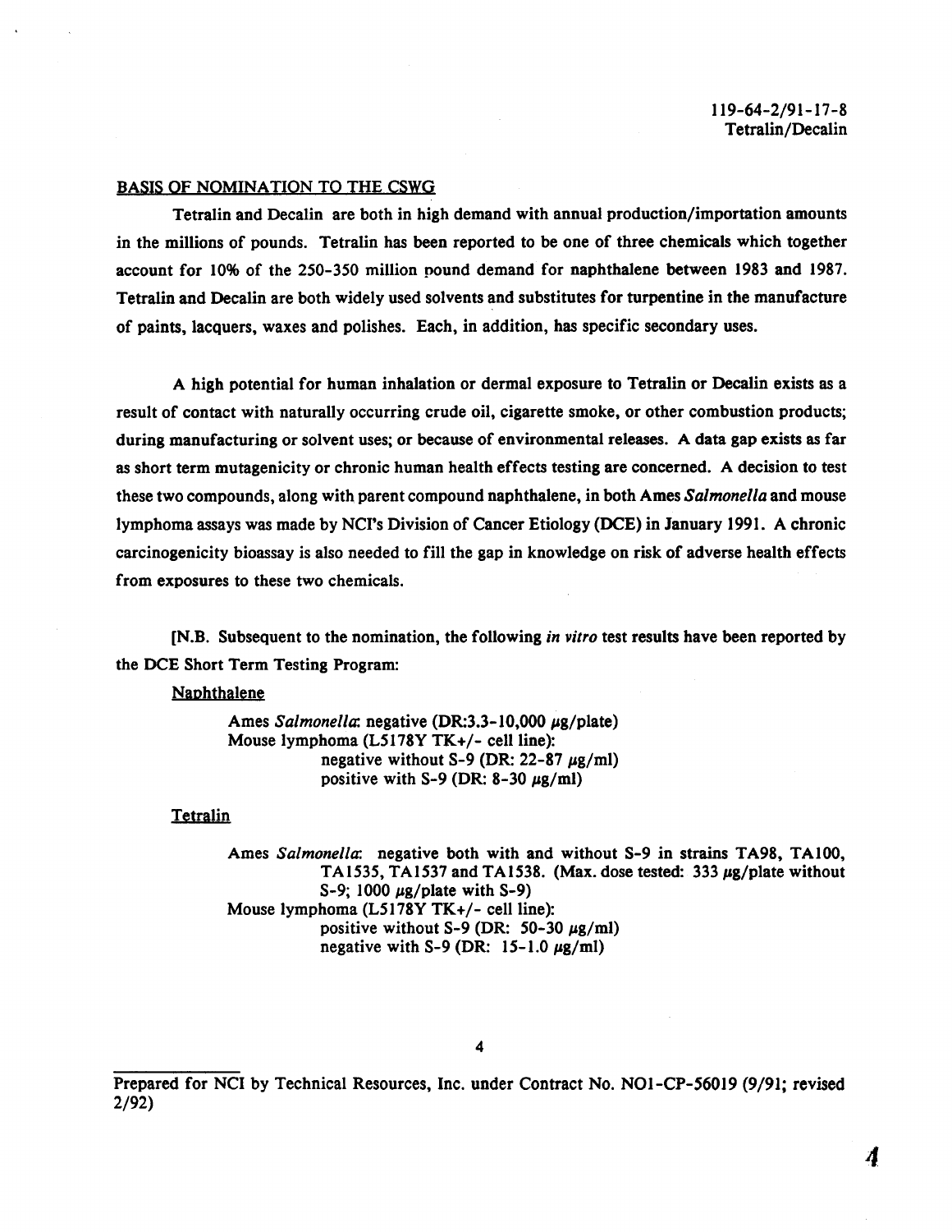119-64-2/91-17-8
Tetralin/Decalin

## BASIS OF NOMINATION TO THE CSWG

Tetralin and Decalin are both in high demand with annual production/importation amounts in the millions of pounds. Tetralin has been reported to be one of three chemicals which together account for 10% of the 250-350 million pound demand for naphthalene between 1983 and 1987. Tetralin and Decalin are both widely used solvents and substitutes for turpentine in the manufacture of paints, lacquers, waxes and polishes. Each, in addition, has specific secondary uses.

A high potential for human inhalation or dermal exposure to Tetralin or Decalin exists as a result of contact with naturally occurring crude oil, cigarette smoke, or other combustion products; during manufacturing or solvent uses; or because of environmental releases. A data gap exists as far as short term mutagenicity or chronic human health effects testing are concerned. A decision to test these two compounds, along with parent compound naphthalene, in both Ames *Salmonella* and mouse lymphoma assays was made by NCI's Division of Cancer Etiology (DCE) in January 1991. A chronic carcinogenicity bioassay is also needed to fill the gap in knowledge on risk of adverse health effects from exposures to these two chemicals.

[N.B. Subsequent to the nomination, the following *in vitro* test results have been reported by the DCE Short Term Testing Program:

Naphthalene

> Ames *Salmonella*: negative (DR:3.3-10,000 μg/plate)
> Mouse lymphoma (L5178Y TK+/- cell line):
> negative without S-9 (DR: 22-87 μg/ml)
> positive with S-9 (DR: 8-30 μg/ml)

Tetralin

> Ames *Salmonella*: negative both with and without S-9 in strains TA98, TA100, TA1535, TA1537 and TA1538. (Max. dose tested: 333 μg/plate without S-9; 1000 μg/plate with S-9)
> Mouse lymphoma (L5178Y TK+/- cell line):
> positive without S-9 (DR: 50-30 μg/ml)
> negative with S-9 (DR: 15-1.0 μg/ml)

Prepared for NCI by Technical Resources, Inc. under Contract No. NO1-CP-56019 (9/91; revised 2/92)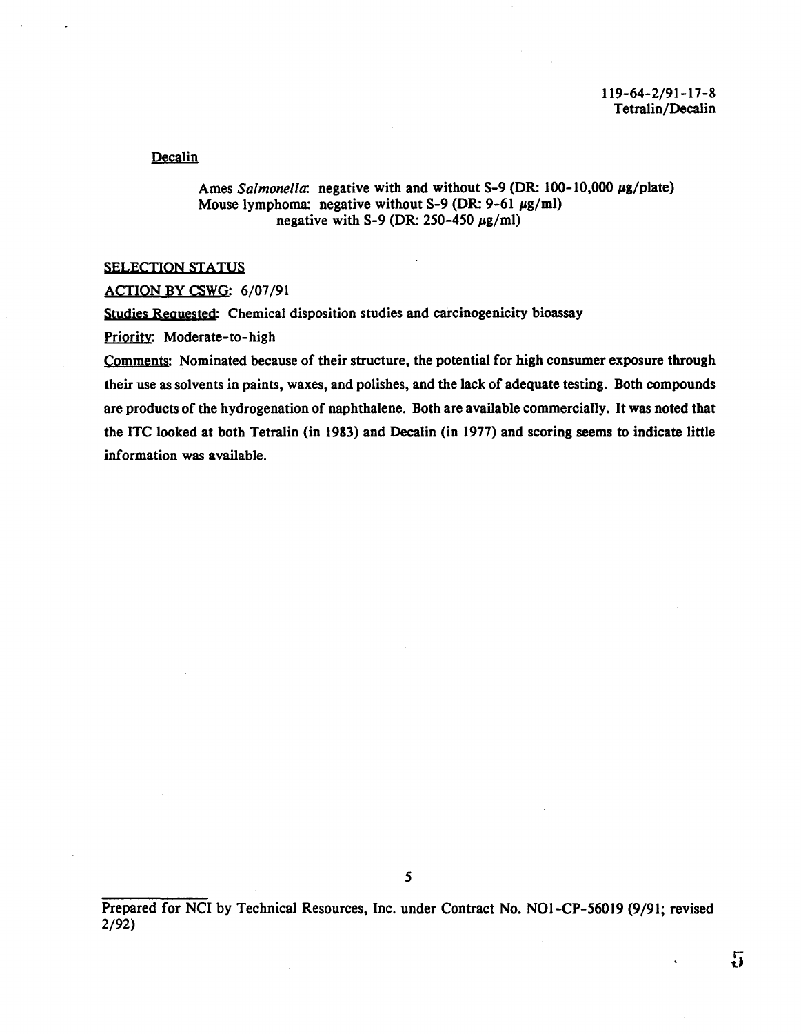Decalin

Ames *Salmonella*: negative with and without S-9 (DR: 100-10,000 μg/plate)
Mouse lymphoma: negative without S-9 (DR: 9-61 μg/ml)
negative with S-9 (DR: 250-450 μg/ml)

SELECTION STATUS

ACTION BY CSWG: 6/07/91

Studies Requested: Chemical disposition studies and carcinogenicity bioassay

Priority: Moderate-to-high

Comments: Nominated because of their structure, the potential for high consumer exposure through their use as solvents in paints, waxes, and polishes, and the lack of adequate testing. Both compounds are products of the hydrogenation of naphthalene. Both are available commercially. It was noted that the ITC looked at both Tetralin (in 1983) and Decalin (in 1977) and scoring seems to indicate little information was available.

Prepared for NCI by Technical Resources, Inc. under Contract No. NO1-CP-56019 (9/91; revised 2/92)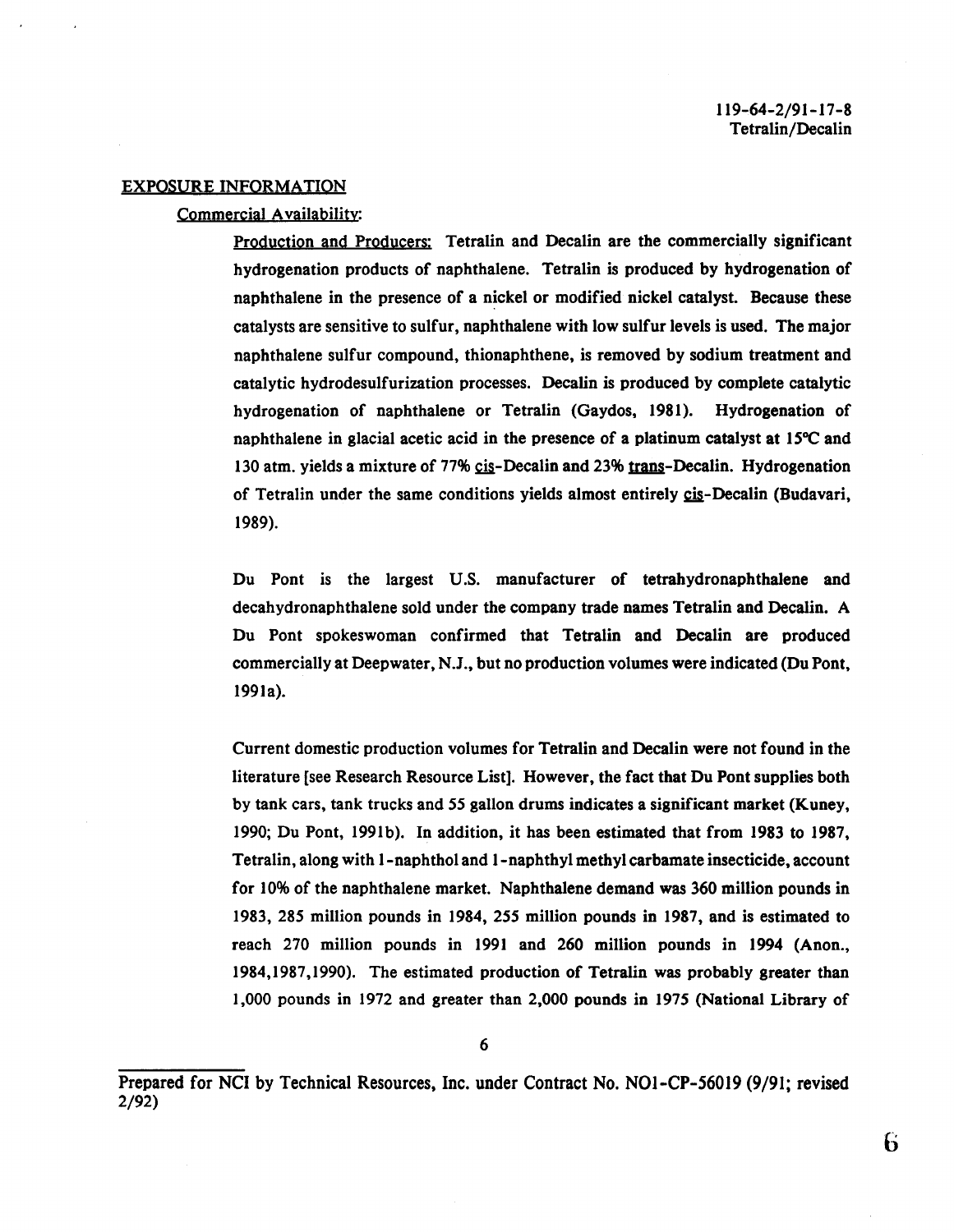## EXPOSURE INFORMATION

### Commercial Availability:

Production and Producers: Tetralin and Decalin are the commercially significant hydrogenation products of naphthalene. Tetralin is produced by hydrogenation of naphthalene in the presence of a nickel or modified nickel catalyst. Because these catalysts are sensitive to sulfur, naphthalene with low sulfur levels is used. The major naphthalene sulfur compound, thionaphthene, is removed by sodium treatment and catalytic hydrodesulfurization processes. Decalin is produced by complete catalytic hydrogenation of naphthalene or Tetralin (Gaydos, 1981). Hydrogenation of naphthalene in glacial acetic acid in the presence of a platinum catalyst at 15°C and 130 atm. yields a mixture of 77% cis-Decalin and 23% trans-Decalin. Hydrogenation of Tetralin under the same conditions yields almost entirely cis-Decalin (Budavari, 1989).

Du Pont is the largest U.S. manufacturer of tetrahydronaphthalene and decahydronaphthalene sold under the company trade names Tetralin and Decalin. A Du Pont spokeswoman confirmed that Tetralin and Decalin are produced commercially at Deepwater, N.J., but no production volumes were indicated (Du Pont, 1991a).

Current domestic production volumes for Tetralin and Decalin were not found in the literature [see Research Resource List]. However, the fact that Du Pont supplies both by tank cars, tank trucks and 55 gallon drums indicates a significant market (Kuney, 1990; Du Pont, 1991b). In addition, it has been estimated that from 1983 to 1987, Tetralin, along with 1-naphthol and 1-naphthyl methyl carbamate insecticide, account for 10% of the naphthalene market. Naphthalene demand was 360 million pounds in 1983, 285 million pounds in 1984, 255 million pounds in 1987, and is estimated to reach 270 million pounds in 1991 and 260 million pounds in 1994 (Anon., 1984,1987,1990). The estimated production of Tetralin was probably greater than 1,000 pounds in 1972 and greater than 2,000 pounds in 1975 (National Library of

Prepared for NCI by Technical Resources, Inc. under Contract No. NO1-CP-56019 (9/91; revised 2/92)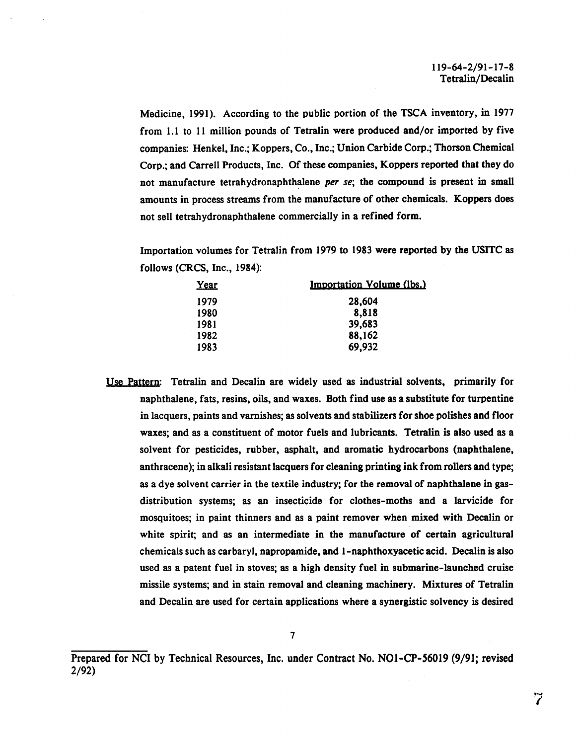Medicine, 1991). According to the public portion of the TSCA inventory, in 1977 from 1.1 to 11 million pounds of Tetralin were produced and/or imported by five companies: Henkel, Inc.; Koppers, Co., Inc.; Union Carbide Corp.; Thorson Chemical Corp.; and Carrell Products, Inc. Of these companies, Koppers reported that they do not manufacture tetrahydronaphthalene *per se*; the compound is present in small amounts in process streams from the manufacture of other chemicals. Koppers does not sell tetrahydronaphthalene commercially in a refined form.

Importation volumes for Tetralin from 1979 to 1983 were reported by the USITC as follows (CRCS, Inc., 1984):

| Year | Importation Volume (lbs.) |
|---|---|
| 1979 | 28,604 |
| 1980 | 8,818 |
| 1981 | 39,683 |
| 1982 | 88,162 |
| 1983 | 69,932 |

Use Pattern: Tetralin and Decalin are widely used as industrial solvents, primarily for naphthalene, fats, resins, oils, and waxes. Both find use as a substitute for turpentine in lacquers, paints and varnishes; as solvents and stabilizers for shoe polishes and floor waxes; and as a constituent of motor fuels and lubricants. Tetralin is also used as a solvent for pesticides, rubber, asphalt, and aromatic hydrocarbons (naphthalene, anthracene); in alkali resistant lacquers for cleaning printing ink from rollers and type; as a dye solvent carrier in the textile industry; for the removal of naphthalene in gas-distribution systems; as an insecticide for clothes-moths and a larvicide for mosquitoes; in paint thinners and as a paint remover when mixed with Decalin or white spirit; and as an intermediate in the manufacture of certain agricultural chemicals such as carbaryl, napropamide, and 1-naphthoxyacetic acid. Decalin is also used as a patent fuel in stoves; as a high density fuel in submarine-launched cruise missile systems; and in stain removal and cleaning machinery. Mixtures of Tetralin and Decalin are used for certain applications where a synergistic solvency is desired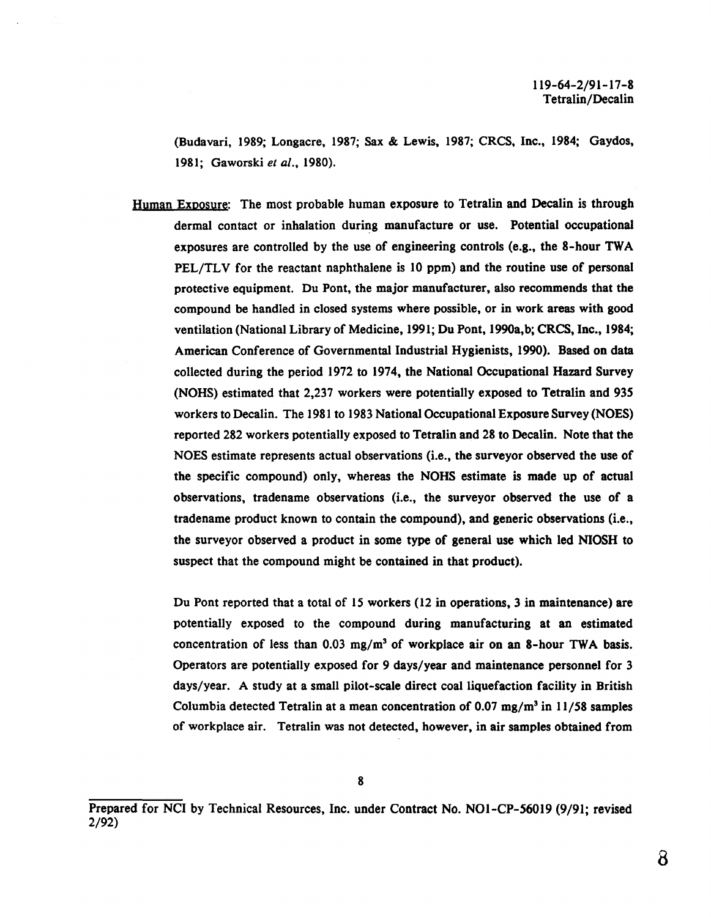(Budavari, 1989; Longacre, 1987; Sax & Lewis, 1987; CRCS, Inc., 1984; Gaydos, 1981; Gaworski *et al.*, 1980).

Human Exposure: The most probable human exposure to Tetralin and Decalin is through dermal contact or inhalation during manufacture or use. Potential occupational exposures are controlled by the use of engineering controls (e.g., the 8-hour TWA PEL/TLV for the reactant naphthalene is 10 ppm) and the routine use of personal protective equipment. Du Pont, the major manufacturer, also recommends that the compound be handled in closed systems where possible, or in work areas with good ventilation (National Library of Medicine, 1991; Du Pont, 1990a,b; CRCS, Inc., 1984; American Conference of Governmental Industrial Hygienists, 1990). Based on data collected during the period 1972 to 1974, the National Occupational Hazard Survey (NOHS) estimated that 2,237 workers were potentially exposed to Tetralin and 935 workers to Decalin. The 1981 to 1983 National Occupational Exposure Survey (NOES) reported 282 workers potentially exposed to Tetralin and 28 to Decalin. Note that the NOES estimate represents actual observations (i.e., the surveyor observed the use of the specific compound) only, whereas the NOHS estimate is made up of actual observations, tradename observations (i.e., the surveyor observed the use of a tradename product known to contain the compound), and generic observations (i.e., the surveyor observed a product in some type of general use which led NIOSH to suspect that the compound might be contained in that product).

Du Pont reported that a total of 15 workers (12 in operations, 3 in maintenance) are potentially exposed to the compound during manufacturing at an estimated concentration of less than 0.03 $mg/m^3$ of workplace air on an 8-hour TWA basis. Operators are potentially exposed for 9 days/year and maintenance personnel for 3 days/year. A study at a small pilot-scale direct coal liquefaction facility in British Columbia detected Tetralin at a mean concentration of 0.07 $mg/m^3$ in 11/58 samples of workplace air. Tetralin was not detected, however, in air samples obtained from

Prepared for NCI by Technical Resources, Inc. under Contract No. NO1-CP-56019 (9/91; revised 2/92)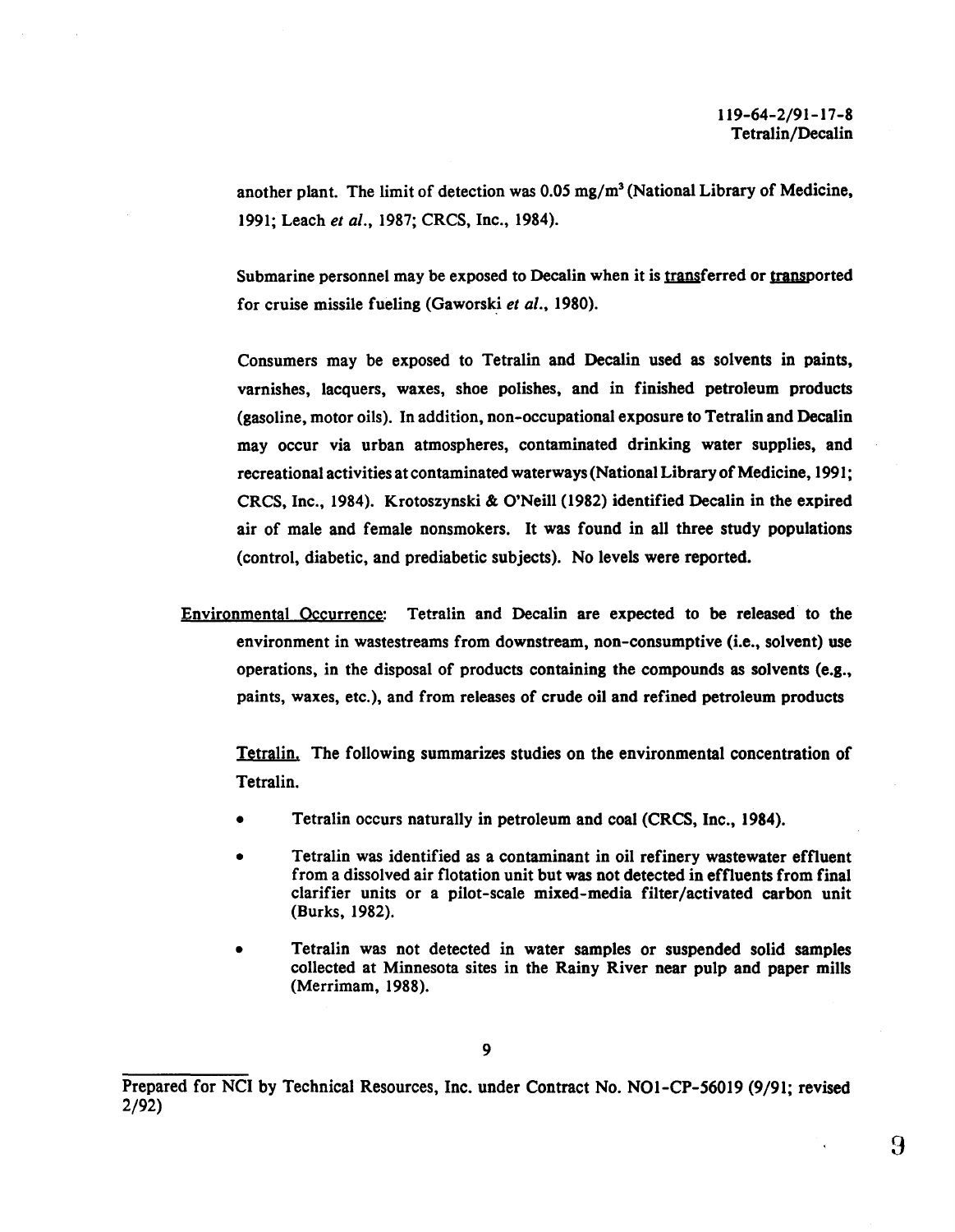another plant. The limit of detection was 0.05 mg/m$^3$ (National Library of Medicine, 1991; Leach *et al.*, 1987; CRCS, Inc., 1984).

Submarine personnel may be exposed to Decalin when it is transferred or transported for cruise missile fueling (Gaworski *et al.*, 1980).

Consumers may be exposed to Tetralin and Decalin used as solvents in paints, varnishes, lacquers, waxes, shoe polishes, and in finished petroleum products (gasoline, motor oils). In addition, non-occupational exposure to Tetralin and Decalin may occur via urban atmospheres, contaminated drinking water supplies, and recreational activities at contaminated waterways (National Library of Medicine, 1991; CRCS, Inc., 1984). Krotoszynski & O'Neill (1982) identified Decalin in the expired air of male and female nonsmokers. It was found in all three study populations (control, diabetic, and prediabetic subjects). No levels were reported.

Environmental Occurrence: Tetralin and Decalin are expected to be released to the environment in wastestreams from downstream, non-consumptive (i.e., solvent) use operations, in the disposal of products containing the compounds as solvents (e.g., paints, waxes, etc.), and from releases of crude oil and refined petroleum products

Tetralin. The following summarizes studies on the environmental concentration of Tetralin.

- Tetralin occurs naturally in petroleum and coal (CRCS, Inc., 1984).
- Tetralin was identified as a contaminant in oil refinery wastewater effluent from a dissolved air flotation unit but was not detected in effluents from final clarifier units or a pilot-scale mixed-media filter/activated carbon unit (Burks, 1982).
- Tetralin was not detected in water samples or suspended solid samples collected at Minnesota sites in the Rainy River near pulp and paper mills (Merrimam, 1988).

Prepared for NCI by Technical Resources, Inc. under Contract No. NO1-CP-56019 (9/91; revised 2/92)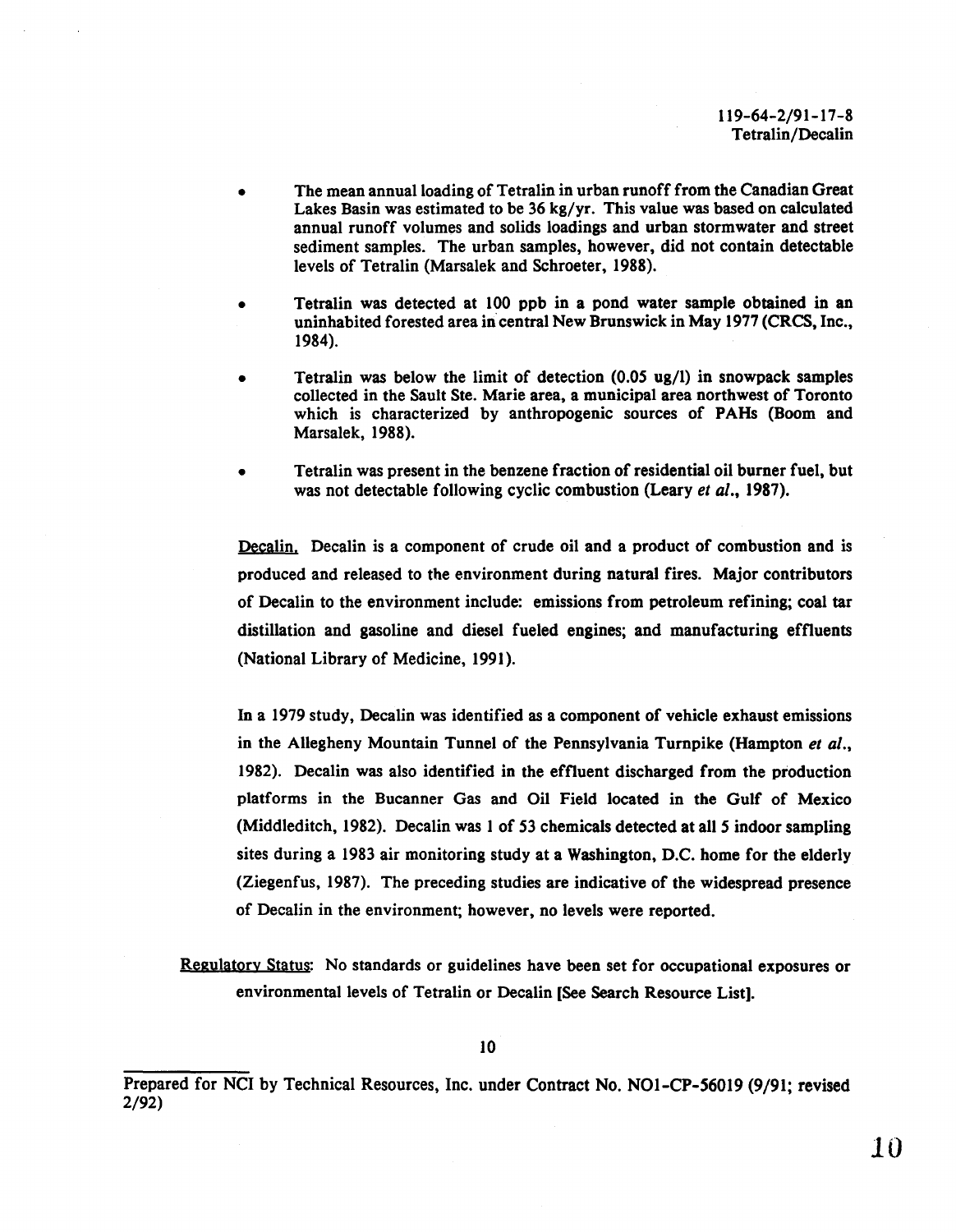- The mean annual loading of Tetralin in urban runoff from the Canadian Great Lakes Basin was estimated to be 36 kg/yr. This value was based on calculated annual runoff volumes and solids loadings and urban stormwater and street sediment samples. The urban samples, however, did not contain detectable levels of Tetralin (Marsalek and Schroeter, 1988).

- Tetralin was detected at 100 ppb in a pond water sample obtained in an uninhabited forested area in central New Brunswick in May 1977 (CRCS, Inc., 1984).

- Tetralin was below the limit of detection (0.05 ug/l) in snowpack samples collected in the Sault Ste. Marie area, a municipal area northwest of Toronto which is characterized by anthropogenic sources of PAHs (Boom and Marsalek, 1988).

- Tetralin was present in the benzene fraction of residential oil burner fuel, but was not detectable following cyclic combustion (Leary *et al.*, 1987).

Decalin. Decalin is a component of crude oil and a product of combustion and is produced and released to the environment during natural fires. Major contributors of Decalin to the environment include: emissions from petroleum refining; coal tar distillation and gasoline and diesel fueled engines; and manufacturing effluents (National Library of Medicine, 1991).

In a 1979 study, Decalin was identified as a component of vehicle exhaust emissions in the Allegheny Mountain Tunnel of the Pennsylvania Turnpike (Hampton *et al.*, 1982). Decalin was also identified in the effluent discharged from the production platforms in the Bucanner Gas and Oil Field located in the Gulf of Mexico (Middleditch, 1982). Decalin was 1 of 53 chemicals detected at all 5 indoor sampling sites during a 1983 air monitoring study at a Washington, D.C. home for the elderly (Ziegenfus, 1987). The preceding studies are indicative of the widespread presence of Decalin in the environment; however, no levels were reported.

Regulatory Status: No standards or guidelines have been set for occupational exposures or environmental levels of Tetralin or Decalin [See Search Resource List].

Prepared for NCI by Technical Resources, Inc. under Contract No. NO1-CP-56019 (9/91; revised 2/92)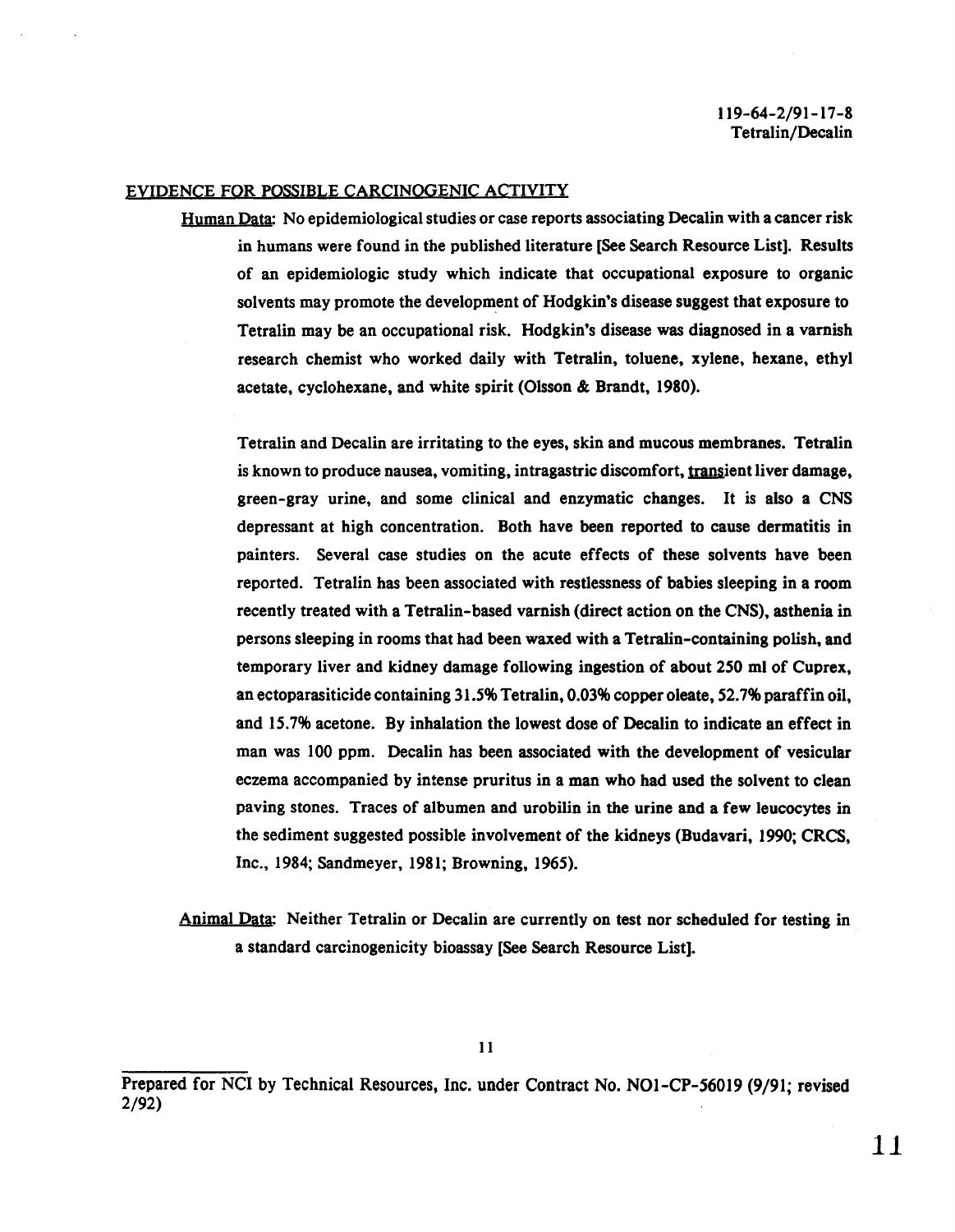## EVIDENCE FOR POSSIBLE CARCINOGENIC ACTIVITY

Human Data: No epidemiological studies or case reports associating Decalin with a cancer risk in humans were found in the published literature [See Search Resource List]. Results of an epidemiologic study which indicate that occupational exposure to organic solvents may promote the development of Hodgkin's disease suggest that exposure to Tetralin may be an occupational risk. Hodgkin's disease was diagnosed in a varnish research chemist who worked daily with Tetralin, toluene, xylene, hexane, ethyl acetate, cyclohexane, and white spirit (Olsson & Brandt, 1980).

Tetralin and Decalin are irritating to the eyes, skin and mucous membranes. Tetralin is known to produce nausea, vomiting, intragastric discomfort, transient liver damage, green-gray urine, and some clinical and enzymatic changes. It is also a CNS depressant at high concentration. Both have been reported to cause dermatitis in painters. Several case studies on the acute effects of these solvents have been reported. Tetralin has been associated with restlessness of babies sleeping in a room recently treated with a Tetralin-based varnish (direct action on the CNS), asthenia in persons sleeping in rooms that had been waxed with a Tetralin-containing polish, and temporary liver and kidney damage following ingestion of about 250 ml of Cuprex, an ectoparasiticide containing 31.5% Tetralin, 0.03% copper oleate, 52.7% paraffin oil, and 15.7% acetone. By inhalation the lowest dose of Decalin to indicate an effect in man was 100 ppm. Decalin has been associated with the development of vesicular eczema accompanied by intense pruritus in a man who had used the solvent to clean paving stones. Traces of albumen and urobilin in the urine and a few leucocytes in the sediment suggested possible involvement of the kidneys (Budavari, 1990; CRCS, Inc., 1984; Sandmeyer, 1981; Browning, 1965).

Animal Data: Neither Tetralin or Decalin are currently on test nor scheduled for testing in a standard carcinogenicity bioassay [See Search Resource List].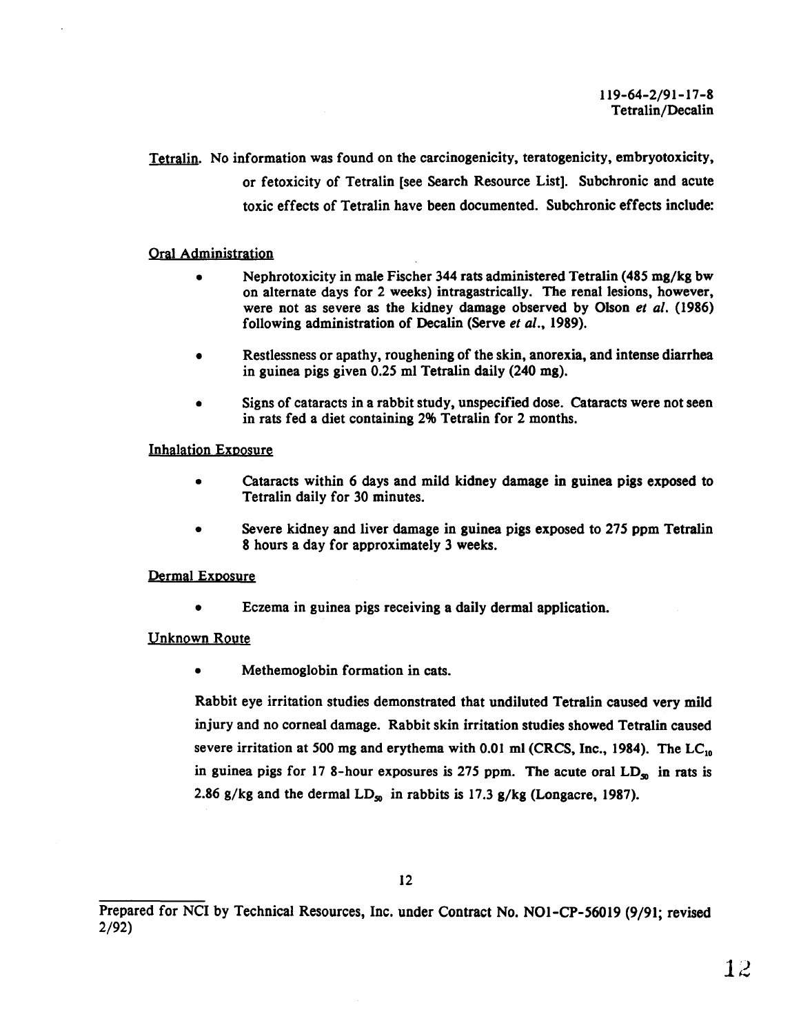Tetralin. No information was found on the carcinogenicity, teratogenicity, embryotoxicity, or fetoxicity of Tetralin [see Search Resource List]. Subchronic and acute toxic effects of Tetralin have been documented. Subchronic effects include:

Oral Administration

- Nephrotoxicity in male Fischer 344 rats administered Tetralin (485 mg/kg bw on alternate days for 2 weeks) intragastrically. The renal lesions, however, were not as severe as the kidney damage observed by Olson *et al.* (1986) following administration of Decalin (Serve *et al.*, 1989).
- Restlessness or apathy, roughening of the skin, anorexia, and intense diarrhea in guinea pigs given 0.25 ml Tetralin daily (240 mg).
- Signs of cataracts in a rabbit study, unspecified dose. Cataracts were not seen in rats fed a diet containing 2% Tetralin for 2 months.

Inhalation Exposure

- Cataracts within 6 days and mild kidney damage in guinea pigs exposed to Tetralin daily for 30 minutes.
- Severe kidney and liver damage in guinea pigs exposed to 275 ppm Tetralin 8 hours a day for approximately 3 weeks.

Dermal Exposure

- Eczema in guinea pigs receiving a daily dermal application.

Unknown Route

- Methemoglobin formation in cats.

Rabbit eye irritation studies demonstrated that undiluted Tetralin caused very mild injury and no corneal damage. Rabbit skin irritation studies showed Tetralin caused severe irritation at 500 mg and erythema with 0.01 ml (CRCS, Inc., 1984). The $LC_{10}$ in guinea pigs for 17 8-hour exposures is 275 ppm. The acute oral $LD_{50}$ in rats is 2.86 g/kg and the dermal $LD_{50}$ in rabbits is 17.3 g/kg (Longacre, 1987).

Prepared for NCI by Technical Resources, Inc. under Contract No. NO1-CP-56019 (9/91; revised 2/92)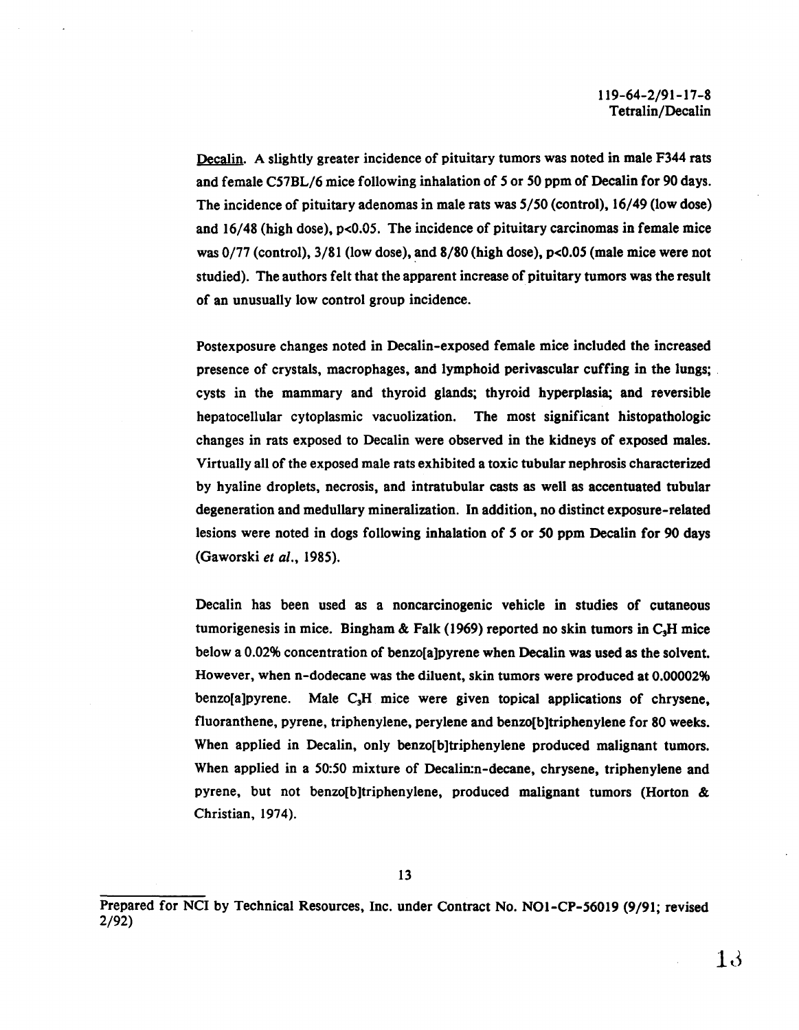Decalin. A slightly greater incidence of pituitary tumors was noted in male F344 rats and female C57BL/6 mice following inhalation of 5 or 50 ppm of Decalin for 90 days. The incidence of pituitary adenomas in male rats was 5/50 (control), 16/49 (low dose) and 16/48 (high dose), $p<0.05$. The incidence of pituitary carcinomas in female mice was 0/77 (control), 3/81 (low dose), and 8/80 (high dose), $p<0.05$ (male mice were not studied). The authors felt that the apparent increase of pituitary tumors was the result of an unusually low control group incidence.

Postexposure changes noted in Decalin-exposed female mice included the increased presence of crystals, macrophages, and lymphoid perivascular cuffing in the lungs; cysts in the mammary and thyroid glands; thyroid hyperplasia; and reversible hepatocellular cytoplasmic vacuolization. The most significant histopathologic changes in rats exposed to Decalin were observed in the kidneys of exposed males. Virtually all of the exposed male rats exhibited a toxic tubular nephrosis characterized by hyaline droplets, necrosis, and intratubular casts as well as accentuated tubular degeneration and medullary mineralization. In addition, no distinct exposure-related lesions were noted in dogs following inhalation of 5 or 50 ppm Decalin for 90 days (Gaworski *et al.*, 1985).

Decalin has been used as a noncarcinogenic vehicle in studies of cutaneous tumorigenesis in mice. Bingham & Falk (1969) reported no skin tumors in $C_3H$ mice below a 0.02% concentration of benzo[a]pyrene when Decalin was used as the solvent. However, when n-dodecane was the diluent, skin tumors were produced at 0.00002% benzo[a]pyrene. Male $C_3H$ mice were given topical applications of chrysene, fluoranthene, pyrene, triphenylene, perylene and benzo[b]triphenylene for 80 weeks. When applied in Decalin, only benzo[b]triphenylene produced malignant tumors. When applied in a 50:50 mixture of Decalin:n-decane, chrysene, triphenylene and pyrene, but not benzo[b]triphenylene, produced malignant tumors (Horton & Christian, 1974).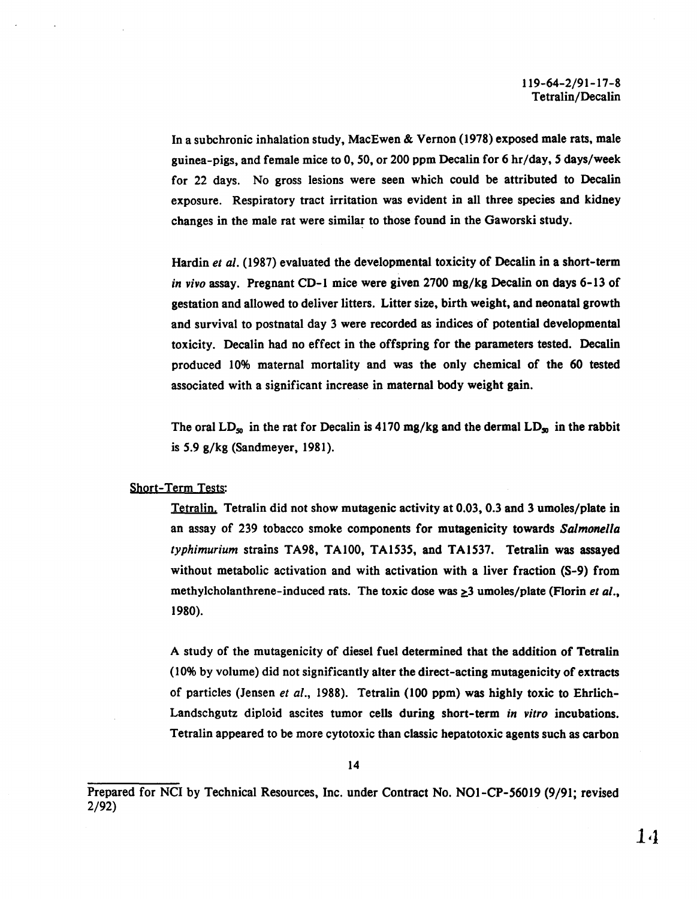In a subchronic inhalation study, MacEwen & Vernon (1978) exposed male rats, male guinea-pigs, and female mice to 0, 50, or 200 ppm Decalin for 6 hr/day, 5 days/week for 22 days. No gross lesions were seen which could be attributed to Decalin exposure. Respiratory tract irritation was evident in all three species and kidney changes in the male rat were similar to those found in the Gaworski study.

Hardin *et al.* (1987) evaluated the developmental toxicity of Decalin in a short-term *in vivo* assay. Pregnant CD-1 mice were given 2700 mg/kg Decalin on days 6-13 of gestation and allowed to deliver litters. Litter size, birth weight, and neonatal growth and survival to postnatal day 3 were recorded as indices of potential developmental toxicity. Decalin had no effect in the offspring for the parameters tested. Decalin produced 10% maternal mortality and was the only chemical of the 60 tested associated with a significant increase in maternal body weight gain.

The oral $LD_{50}$ in the rat for Decalin is 4170 mg/kg and the dermal $LD_{50}$ in the rabbit is 5.9 g/kg (Sandmeyer, 1981).

Short-Term Tests:

Tetralin. Tetralin did not show mutagenic activity at 0.03, 0.3 and 3 umoles/plate in an assay of 239 tobacco smoke components for mutagenicity towards *Salmonella typhimurium* strains TA98, TA100, TA1535, and TA1537. Tetralin was assayed without metabolic activation and with activation with a liver fraction (S-9) from methylcholanthrene-induced rats. The toxic dose was $\geq$3 umoles/plate (Florin *et al.*, 1980).

A study of the mutagenicity of diesel fuel determined that the addition of Tetralin (10% by volume) did not significantly alter the direct-acting mutagenicity of extracts of particles (Jensen *et al.*, 1988). Tetralin (100 ppm) was highly toxic to Ehrlich-Landschgutz diploid ascites tumor cells during short-term *in vitro* incubations. Tetralin appeared to be more cytotoxic than classic hepatotoxic agents such as carbon

Prepared for NCI by Technical Resources, Inc. under Contract No. NO1-CP-56019 (9/91; revised 2/92)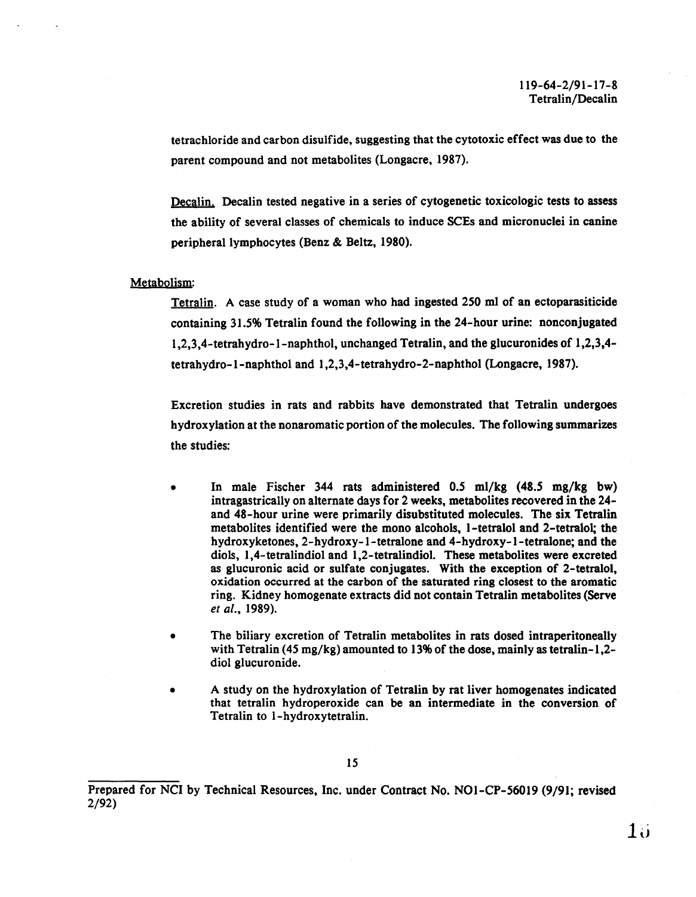tetrachloride and carbon disulfide, suggesting that the cytotoxic effect was due to the parent compound and not metabolites (Longacre, 1987).

Decalin. Decalin tested negative in a series of cytogenetic toxicologic tests to assess the ability of several classes of chemicals to induce SCEs and micronuclei in canine peripheral lymphocytes (Benz & Beltz, 1980).

Metabolism:

Tetralin. A case study of a woman who had ingested 250 ml of an ectoparasiticide containing 31.5% Tetralin found the following in the 24-hour urine: nonconjugated 1,2,3,4-tetrahydro-1-naphthol, unchanged Tetralin, and the glucuronides of 1,2,3,4-tetrahydro-1-naphthol and 1,2,3,4-tetrahydro-2-naphthol (Longacre, 1987).

Excretion studies in rats and rabbits have demonstrated that Tetralin undergoes hydroxylation at the nonaromatic portion of the molecules. The following summarizes the studies:

- In male Fischer 344 rats administered 0.5 ml/kg (48.5 mg/kg bw) intragastrically on alternate days for 2 weeks, metabolites recovered in the 24- and 48-hour urine were primarily disubstituted molecules. The six Tetralin metabolites identified were the mono alcohols, 1-tetralol and 2-tetralol; the hydroxyketones, 2-hydroxy-1-tetralone and 4-hydroxy-1-tetralone; and the diols, 1,4-tetralindiol and 1,2-tetralindiol. These metabolites were excreted as glucuronic acid or sulfate conjugates. With the exception of 2-tetralol, oxidation occurred at the carbon of the saturated ring closest to the aromatic ring. Kidney homogenate extracts did not contain Tetralin metabolites (Serve *et al.*, 1989).
- The biliary excretion of Tetralin metabolites in rats dosed intraperitoneally with Tetralin (45 mg/kg) amounted to 13% of the dose, mainly as tetralin-1,2-diol glucuronide.
- A study on the hydroxylation of Tetralin by rat liver homogenates indicated that tetralin hydroperoxide can be an intermediate in the conversion of Tetralin to 1-hydroxytetralin.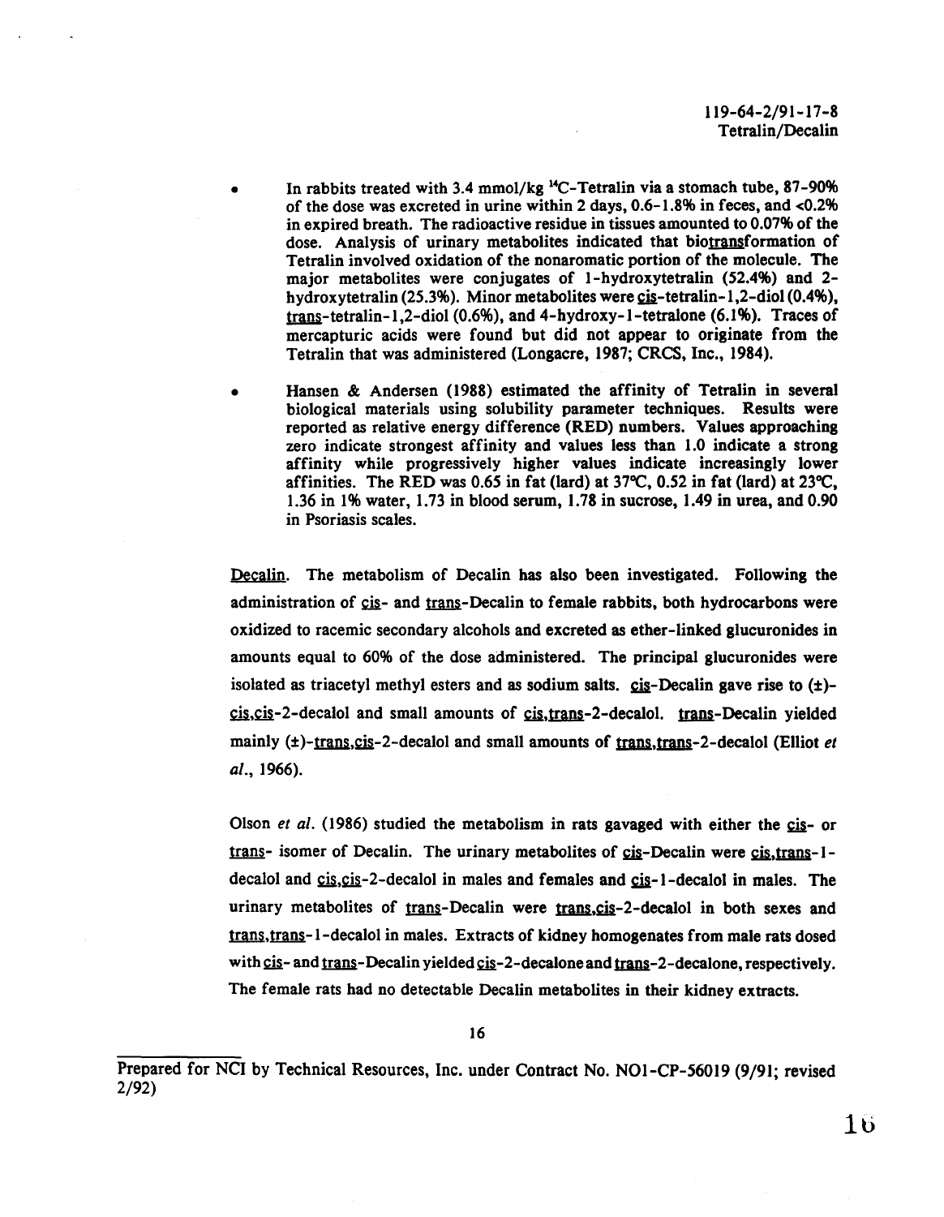- In rabbits treated with 3.4 mmol/kg $^{14}$C-Tetralin via a stomach tube, 87-90% of the dose was excreted in urine within 2 days, 0.6-1.8% in feces, and <0.2% in expired breath. The radioactive residue in tissues amounted to 0.07% of the dose. Analysis of urinary metabolites indicated that biotransformation of Tetralin involved oxidation of the nonaromatic portion of the molecule. The major metabolites were conjugates of 1-hydroxytetralin (52.4%) and 2-hydroxytetralin (25.3%). Minor metabolites were cis-tetralin-1,2-diol (0.4%), trans-tetralin-1,2-diol (0.6%), and 4-hydroxy-1-tetralone (6.1%). Traces of mercapturic acids were found but did not appear to originate from the Tetralin that was administered (Longacre, 1987; CRCS, Inc., 1984).

- Hansen & Andersen (1988) estimated the affinity of Tetralin in several biological materials using solubility parameter techniques. Results were reported as relative energy difference (RED) numbers. Values approaching zero indicate strongest affinity and values less than 1.0 indicate a strong affinity while progressively higher values indicate increasingly lower affinities. The RED was 0.65 in fat (lard) at 37°C, 0.52 in fat (lard) at 23°C, 1.36 in 1% water, 1.73 in blood serum, 1.78 in sucrose, 1.49 in urea, and 0.90 in Psoriasis scales.

Decalin. The metabolism of Decalin has also been investigated. Following the administration of cis- and trans-Decalin to female rabbits, both hydrocarbons were oxidized to racemic secondary alcohols and excreted as ether-linked glucuronides in amounts equal to 60% of the dose administered. The principal glucuronides were isolated as triacetyl methyl esters and as sodium salts. cis-Decalin gave rise to (±)-cis,cis-2-decalol and small amounts of cis,trans-2-decalol. trans-Decalin yielded mainly (±)-trans,cis-2-decalol and small amounts of trans,trans-2-decalol (Elliot *et al.*, 1966).

Olson *et al.* (1986) studied the metabolism in rats gavaged with either the cis- or trans- isomer of Decalin. The urinary metabolites of cis-Decalin were cis,trans-1-decalol and cis,cis-2-decalol in males and females and cis-1-decalol in males. The urinary metabolites of trans-Decalin were trans,cis-2-decalol in both sexes and trans,trans-1-decalol in males. Extracts of kidney homogenates from male rats dosed with cis- and trans-Decalin yielded cis-2-decalone and trans-2-decalone, respectively. The female rats had no detectable Decalin metabolites in their kidney extracts.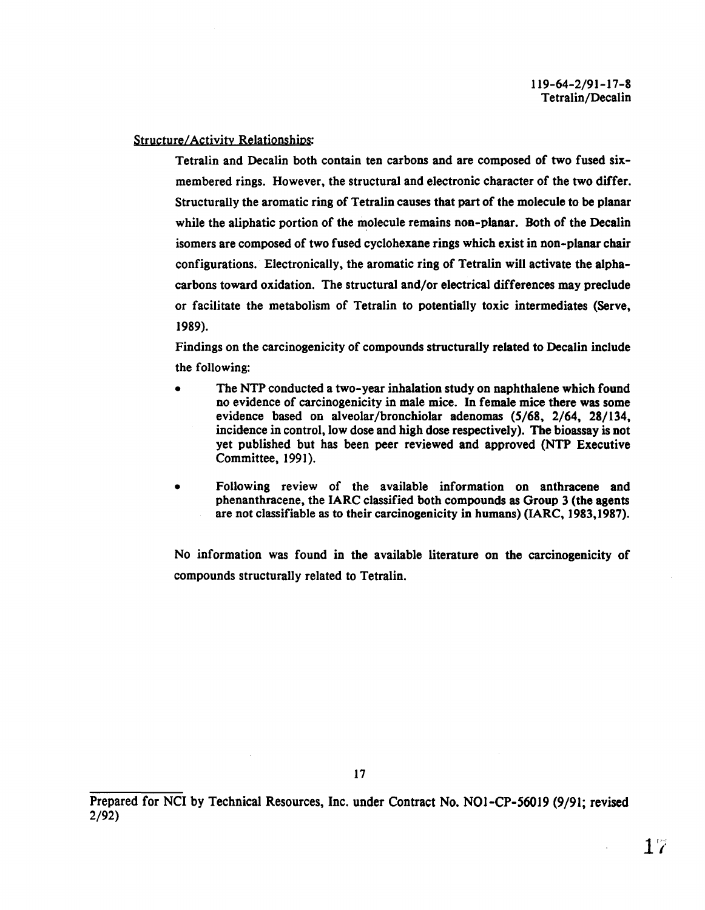Structure/Activity Relationships:

Tetralin and Decalin both contain ten carbons and are composed of two fused six-membered rings. However, the structural and electronic character of the two differ. Structurally the aromatic ring of Tetralin causes that part of the molecule to be planar while the aliphatic portion of the molecule remains non-planar. Both of the Decalin isomers are composed of two fused cyclohexane rings which exist in non-planar chair configurations. Electronically, the aromatic ring of Tetralin will activate the alpha-carbons toward oxidation. The structural and/or electrical differences may preclude or facilitate the metabolism of Tetralin to potentially toxic intermediates (Serve, 1989).

Findings on the carcinogenicity of compounds structurally related to Decalin include the following:

- The NTP conducted a two-year inhalation study on naphthalene which found no evidence of carcinogenicity in male mice. In female mice there was some evidence based on alveolar/bronchiolar adenomas (5/68, 2/64, 28/134, incidence in control, low dose and high dose respectively). The bioassay is not yet published but has been peer reviewed and approved (NTP Executive Committee, 1991).

- Following review of the available information on anthracene and phenanthracene, the IARC classified both compounds as Group 3 (the agents are not classifiable as to their carcinogenicity in humans) (IARC, 1983,1987).

No information was found in the available literature on the carcinogenicity of compounds structurally related to Tetralin.

Prepared for NCI by Technical Resources, Inc. under Contract No. NO1-CP-56019 (9/91; revised 2/92)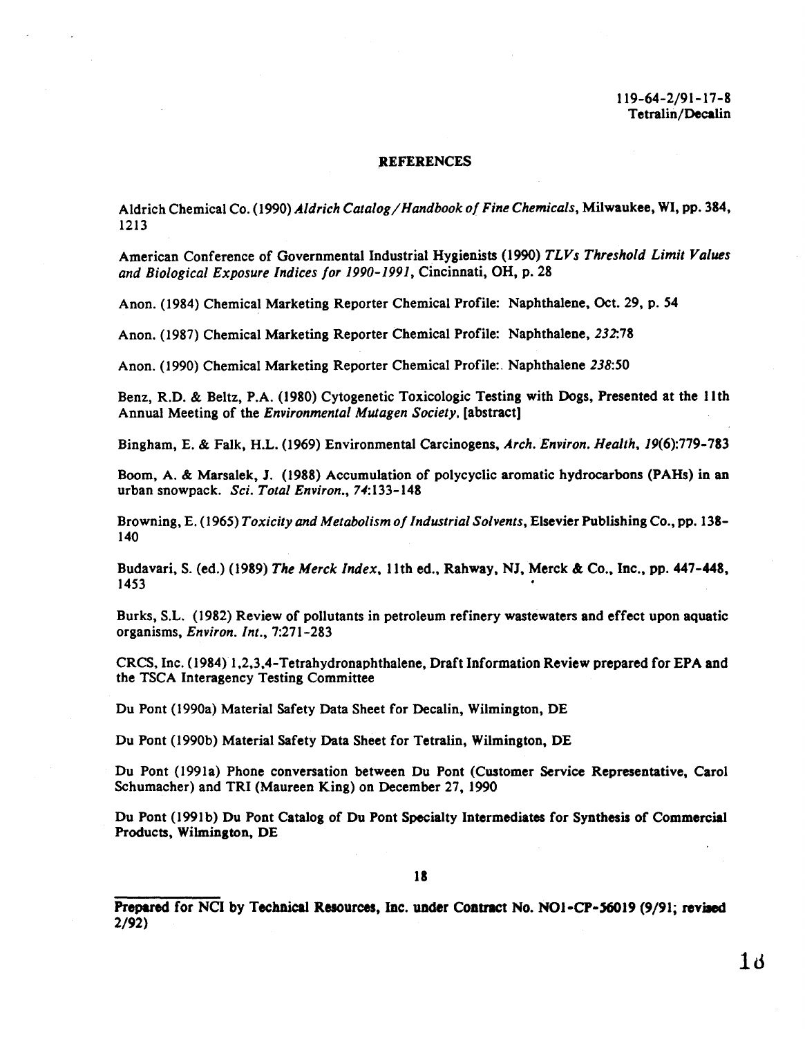## REFERENCES

Aldrich Chemical Co. (1990) *Aldrich Catalog/Handbook of Fine Chemicals*, Milwaukee, WI, pp. 384, 1213

American Conference of Governmental Industrial Hygienists (1990) *TLVs Threshold Limit Values and Biological Exposure Indices for 1990-1991*, Cincinnati, OH, p. 28

Anon. (1984) Chemical Marketing Reporter Chemical Profile: Naphthalene, Oct. 29, p. 54

Anon. (1987) Chemical Marketing Reporter Chemical Profile: Naphthalene, *232*:78

Anon. (1990) Chemical Marketing Reporter Chemical Profile:. Naphthalene *238*:50

Benz, R.D. & Beltz, P.A. (1980) Cytogenetic Toxicologic Testing with Dogs, Presented at the 11th Annual Meeting of the *Environmental Mutagen Society*, [abstract]

Bingham, E. & Falk, H.L. (1969) Environmental Carcinogens, *Arch. Environ. Health*, *19*(6):779-783

Boom, A. & Marsalek, J. (1988) Accumulation of polycyclic aromatic hydrocarbons (PAHs) in an urban snowpack. *Sci. Total Environ.*, *74*:133-148

Browning, E. (1965) *Toxicity and Metabolism of Industrial Solvents*, Elsevier Publishing Co., pp. 138-140

Budavari, S. (ed.) (1989) *The Merck Index*, 11th ed., Rahway, NJ, Merck & Co., Inc., pp. 447-448, 1453

Burks, S.L. (1982) Review of pollutants in petroleum refinery wastewaters and effect upon aquatic organisms, *Environ. Int.*, 7:271-283

CRCS, Inc. (1984) 1,2,3,4-Tetrahydronaphthalene, Draft Information Review prepared for EPA and the TSCA Interagency Testing Committee

Du Pont (1990a) Material Safety Data Sheet for Decalin, Wilmington, DE

Du Pont (1990b) Material Safety Data Sheet for Tetralin, Wilmington, DE

Du Pont (1991a) Phone conversation between Du Pont (Customer Service Representative, Carol Schumacher) and TRI (Maureen King) on December 27, 1990

Du Pont (1991b) Du Pont Catalog of Du Pont Specialty Intermediates for Synthesis of Commercial Products, Wilmington, DE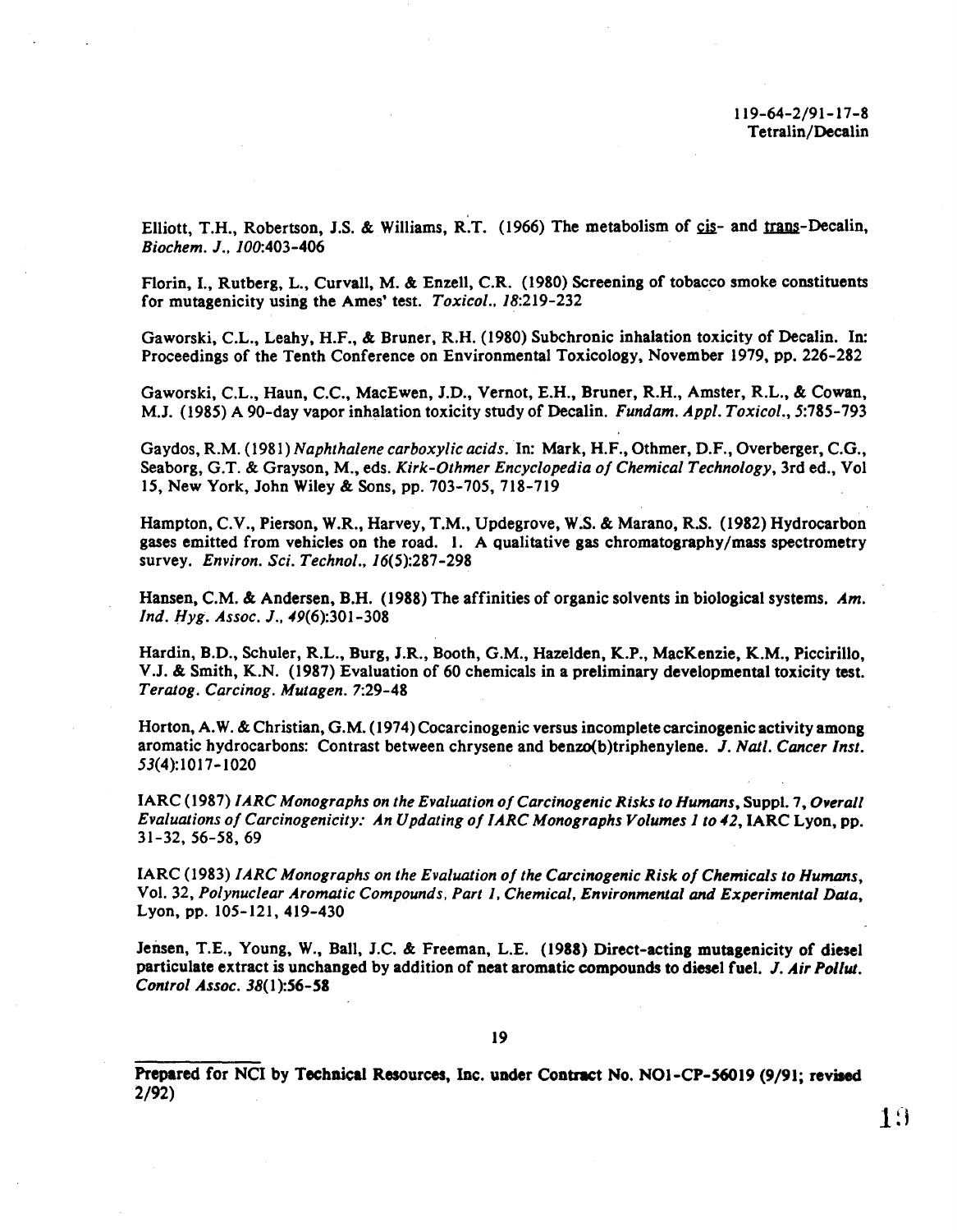Elliott, T.H., Robertson, J.S. & Williams, R.T. (1966) The metabolism of cis- and trans-Decalin, *Biochem. J., 100*:403-406

Florin, I., Rutberg, L., Curvall, M. & Enzell, C.R. (1980) Screening of tobacco smoke constituents for mutagenicity using the Ames' test. *Toxicol., 18*:219-232

Gaworski, C.L., Leahy, H.F., & Bruner, R.H. (1980) Subchronic inhalation toxicity of Decalin. In: Proceedings of the Tenth Conference on Environmental Toxicology, November 1979, pp. 226-282

Gaworski, C.L., Haun, C.C., MacEwen, J.D., Vernot, E.H., Bruner, R.H., Amster, R.L., & Cowan, M.J. (1985) A 90-day vapor inhalation toxicity study of Decalin. *Fundam. Appl. Toxicol., 5*:785-793

Gaydos, R.M. (1981) *Naphthalene carboxylic acids.* In: Mark, H.F., Othmer, D.F., Overberger, C.G., Seaborg, G.T. & Grayson, M., eds. *Kirk-Othmer Encyclopedia of Chemical Technology*, 3rd ed., Vol 15, New York, John Wiley & Sons, pp. 703-705, 718-719

Hampton, C.V., Pierson, W.R., Harvey, T.M., Updegrove, W.S. & Marano, R.S. (1982) Hydrocarbon gases emitted from vehicles on the road. 1. A qualitative gas chromatography/mass spectrometry survey. *Environ. Sci. Technol., 16*(5):287-298

Hansen, C.M. & Andersen, B.H. (1988) The affinities of organic solvents in biological systems. *Am. Ind. Hyg. Assoc. J., 49*(6):301-308

Hardin, B.D., Schuler, R.L., Burg, J.R., Booth, G.M., Hazelden, K.P., MacKenzie, K.M., Piccirillo, V.J. & Smith, K.N. (1987) Evaluation of 60 chemicals in a preliminary developmental toxicity test. *Teratog. Carcinog. Mutagen. 7*:29-48

Horton, A.W. & Christian, G.M. (1974) Cocarcinogenic versus incomplete carcinogenic activity among aromatic hydrocarbons: Contrast between chrysene and benzo(b)triphenylene. *J. Natl. Cancer Inst. 53*(4):1017-1020

IARC (1987) *IARC Monographs on the Evaluation of Carcinogenic Risks to Humans*, Suppl. 7, *Overall Evaluations of Carcinogenicity: An Updating of IARC Monographs Volumes 1 to 42*, IARC Lyon, pp. 31-32, 56-58, 69

IARC (1983) *IARC Monographs on the Evaluation of the Carcinogenic Risk of Chemicals to Humans*, Vol. 32, *Polynuclear Aromatic Compounds, Part 1, Chemical, Environmental and Experimental Data*, Lyon, pp. 105-121, 419-430

Jensen, T.E., Young, W., Ball, J.C. & Freeman, L.E. (1988) Direct-acting mutagenicity of diesel particulate extract is unchanged by addition of neat aromatic compounds to diesel fuel. *J. Air Pollut. Control Assoc. 38*(1):56-58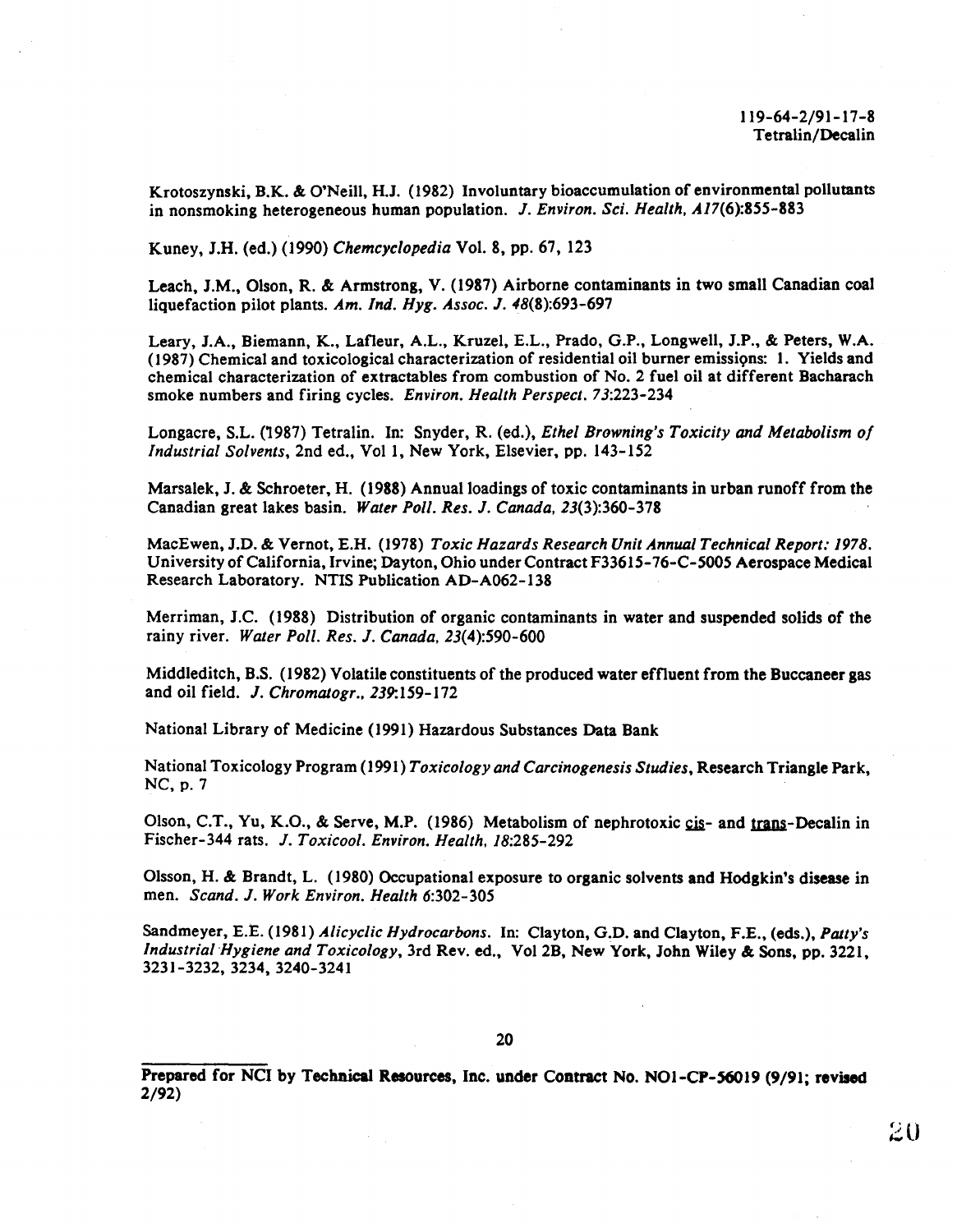Krotoszynski, B.K. & O'Neill, H.J. (1982) Involuntary bioaccumulation of environmental pollutants in nonsmoking heterogeneous human population. *J. Environ. Sci. Health, A17*(6):855-883

Kuney, J.H. (ed.) (1990) *Chemcyclopedia* Vol. 8, pp. 67, 123

Leach, J.M., Olson, R. & Armstrong, V. (1987) Airborne contaminants in two small Canadian coal liquefaction pilot plants. *Am. Ind. Hyg. Assoc. J. 48*(8):693-697

Leary, J.A., Biemann, K., Lafleur, A.L., Kruzel, E.L., Prado, G.P., Longwell, J.P., & Peters, W.A. (1987) Chemical and toxicological characterization of residential oil burner emissions: 1. Yields and chemical characterization of extractables from combustion of No. 2 fuel oil at different Bacharach smoke numbers and firing cycles. *Environ. Health Perspect. 73*:223-234

Longacre, S.L. (1987) Tetralin. In: Snyder, R. (ed.), *Ethel Browning's Toxicity and Metabolism of Industrial Solvents*, 2nd ed., Vol 1, New York, Elsevier, pp. 143-152

Marsalek, J. & Schroeter, H. (1988) Annual loadings of toxic contaminants in urban runoff from the Canadian great lakes basin. *Water Poll. Res. J. Canada, 23*(3):360-378

MacEwen, J.D. & Vernot, E.H. (1978) *Toxic Hazards Research Unit Annual Technical Report: 1978*. University of California, Irvine; Dayton, Ohio under Contract F33615-76-C-5005 Aerospace Medical Research Laboratory. NTIS Publication AD-A062-138

Merriman, J.C. (1988) Distribution of organic contaminants in water and suspended solids of the rainy river. *Water Poll. Res. J. Canada, 23*(4):590-600

Middleditch, B.S. (1982) Volatile constituents of the produced water effluent from the Buccaneer gas and oil field. *J. Chromatogr., 239*:159-172

National Library of Medicine (1991) Hazardous Substances Data Bank

National Toxicology Program (1991) *Toxicology and Carcinogenesis Studies*, Research Triangle Park, NC, p. 7

Olson, C.T., Yu, K.O., & Serve, M.P. (1986) Metabolism of nephrotoxic cis- and trans-Decalin in Fischer-344 rats. *J. Toxicool. Environ. Health, 18*:285-292

Olsson, H. & Brandt, L. (1980) Occupational exposure to organic solvents and Hodgkin's disease in men. *Scand. J. Work Environ. Health 6*:302-305

Sandmeyer, E.E. (1981) *Alicyclic Hydrocarbons*. In: Clayton, G.D. and Clayton, F.E., (eds.), *Patty's Industrial Hygiene and Toxicology*, 3rd Rev. ed., Vol 2B, New York, John Wiley & Sons, pp. 3221, 3231-3232, 3234, 3240-3241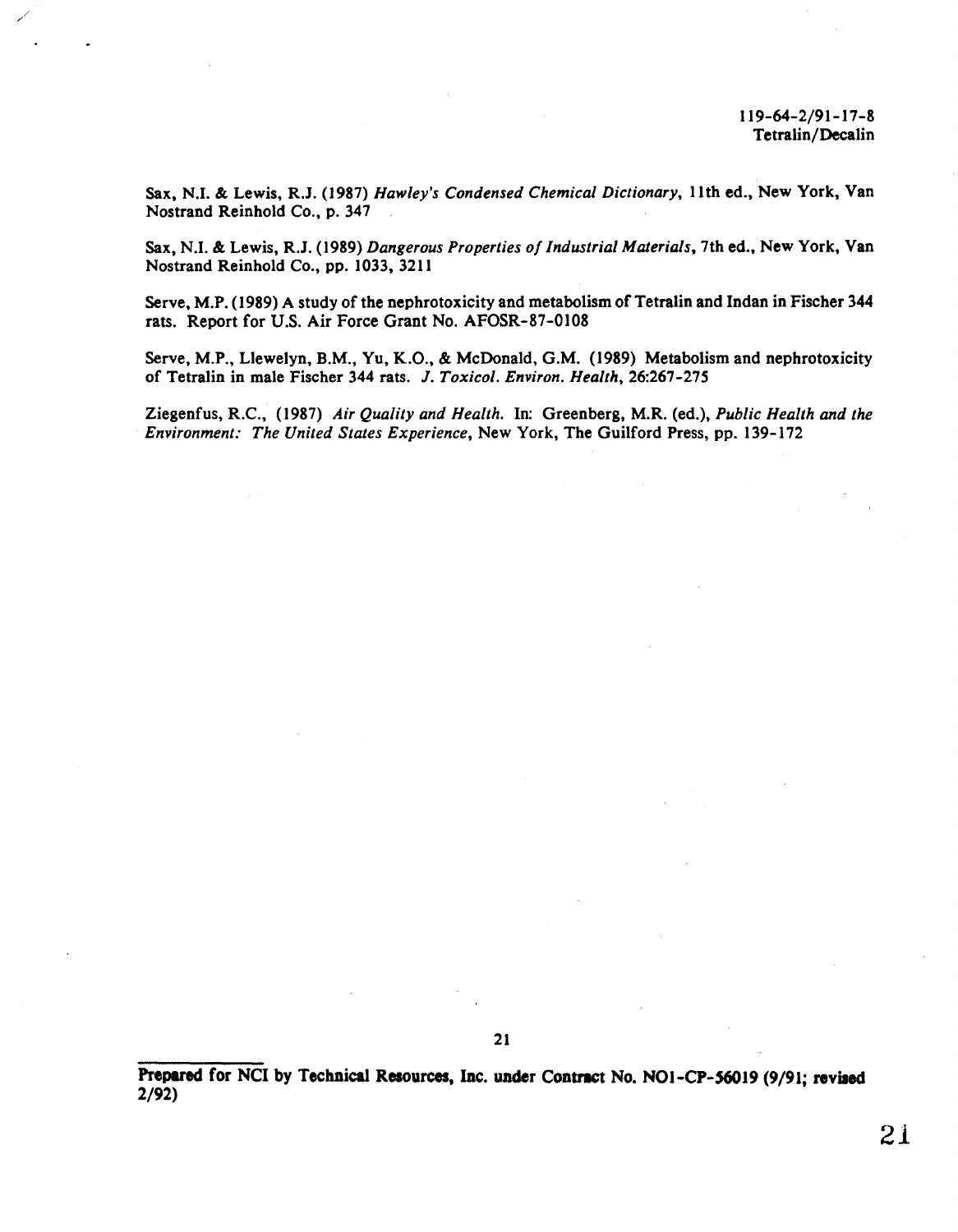Sax, N.I. & Lewis, R.J. (1987) *Hawley's Condensed Chemical Dictionary*, 11th ed., New York, Van Nostrand Reinhold Co., p. 347

Sax, N.I. & Lewis, R.J. (1989) *Dangerous Properties of Industrial Materials*, 7th ed., New York, Van Nostrand Reinhold Co., pp. 1033, 3211

Serve, M.P. (1989) A study of the nephrotoxicity and metabolism of Tetralin and Indan in Fischer 344 rats. Report for U.S. Air Force Grant No. AFOSR-87-0108

Serve, M.P., Llewelyn, B.M., Yu, K.O., & McDonald, G.M. (1989) Metabolism and nephrotoxicity of Tetralin in male Fischer 344 rats. *J. Toxicol. Environ. Health*, 26:267-275

Ziegenfus, R.C., (1987) *Air Quality and Health.* In: Greenberg, M.R. (ed.), *Public Health and the Environment: The United States Experience*, New York, The Guilford Press, pp. 139-172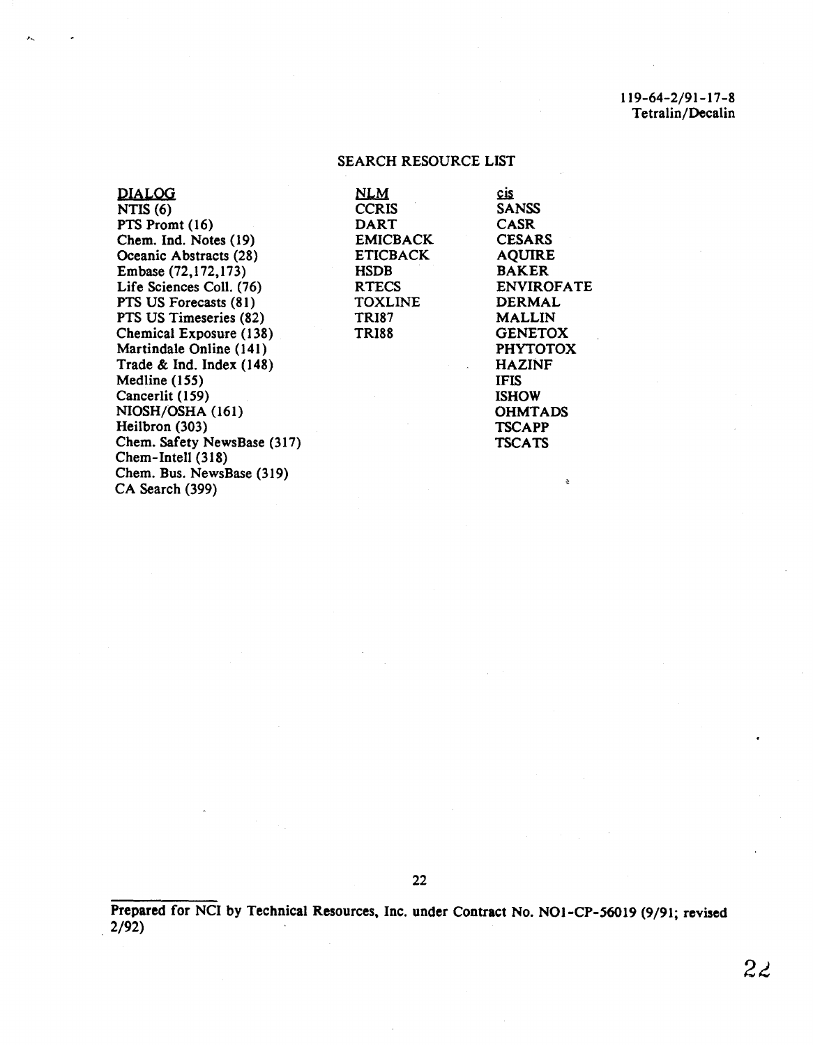119-64-2/91-17-8
Tetralin/Decalin

## SEARCH RESOURCE LIST

| DIALOG | NLM | cis |
|---|---|---|
| NTIS (6) | CCRIS | SANSS |
| PTS Promt (16) | DART | CASR |
| Chem. Ind. Notes (19) | EMICBACK | CESARS |
| Oceanic Abstracts (28) | ETICBACK | AQUIRE |
| Embase (72,172,173) | HSDB | BAKER |
| Life Sciences Coll. (76) | RTECS | ENVIROFATE |
| PTS US Forecasts (81) | TOXLINE | DERMAL |
| PTS US Timeseries (82) | TRI87 | MALLIN |
| Chemical Exposure (138) | TRI88 | GENETOX |
| Martindale Online (141) | | PHYTOTOX |
| Trade & Ind. Index (148) | | HAZINF |
| Medline (155) | | IFIS |
| Cancerlit (159) | | ISHOW |
| NIOSH/OSHA (161) | | OHMTADS |
| Heilbron (303) | | TSCAPP |
| Chem. Safety NewsBase (317) | | TSCATS |
| Chem-Intell (318) | | |
| Chem. Bus. NewsBase (319) | | |
| CA Search (399) | | |

Prepared for NCI by Technical Resources, Inc. under Contract No. NO1-CP-56019 (9/91; revised 2/92)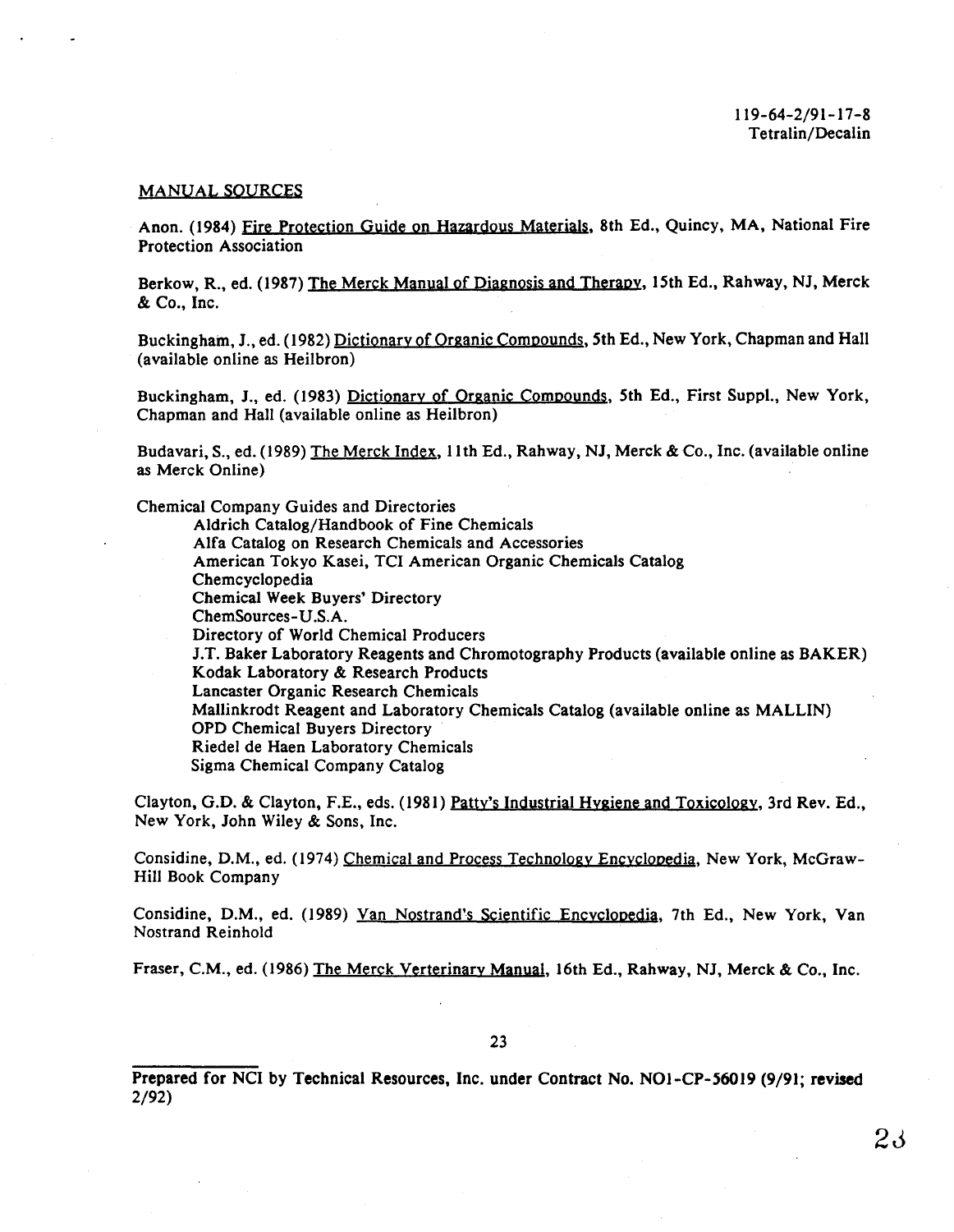## MANUAL SOURCES

Anon. (1984) Fire Protection Guide on Hazardous Materials, 8th Ed., Quincy, MA, National Fire Protection Association

Berkow, R., ed. (1987) The Merck Manual of Diagnosis and Therapy, 15th Ed., Rahway, NJ, Merck & Co., Inc.

Buckingham, J., ed. (1982) Dictionary of Organic Compounds, 5th Ed., New York, Chapman and Hall (available online as Heilbron)

Buckingham, J., ed. (1983) Dictionary of Organic Compounds, 5th Ed., First Suppl., New York, Chapman and Hall (available online as Heilbron)

Budavari, S., ed. (1989) The Merck Index, 11th Ed., Rahway, NJ, Merck & Co., Inc. (available online as Merck Online)

Chemical Company Guides and Directories

- Aldrich Catalog/Handbook of Fine Chemicals
- Alfa Catalog on Research Chemicals and Accessories
- American Tokyo Kasei, TCI American Organic Chemicals Catalog
- Chemcyclopedia
- Chemical Week Buyers' Directory
- ChemSources-U.S.A.
- Directory of World Chemical Producers
- J.T. Baker Laboratory Reagents and Chromotography Products (available online as BAKER)
- Kodak Laboratory & Research Products
- Lancaster Organic Research Chemicals
- Mallinkrodt Reagent and Laboratory Chemicals Catalog (available online as MALLIN)
- OPD Chemical Buyers Directory
- Riedel de Haen Laboratory Chemicals
- Sigma Chemical Company Catalog

Clayton, G.D. & Clayton, F.E., eds. (1981) Patty's Industrial Hygiene and Toxicology, 3rd Rev. Ed., New York, John Wiley & Sons, Inc.

Considine, D.M., ed. (1974) Chemical and Process Technology Encyclopedia, New York, McGraw-Hill Book Company

Considine, D.M., ed. (1989) Van Nostrand's Scientific Encyclopedia, 7th Ed., New York, Van Nostrand Reinhold

Fraser, C.M., ed. (1986) The Merck Verterinary Manual, 16th Ed., Rahway, NJ, Merck & Co., Inc.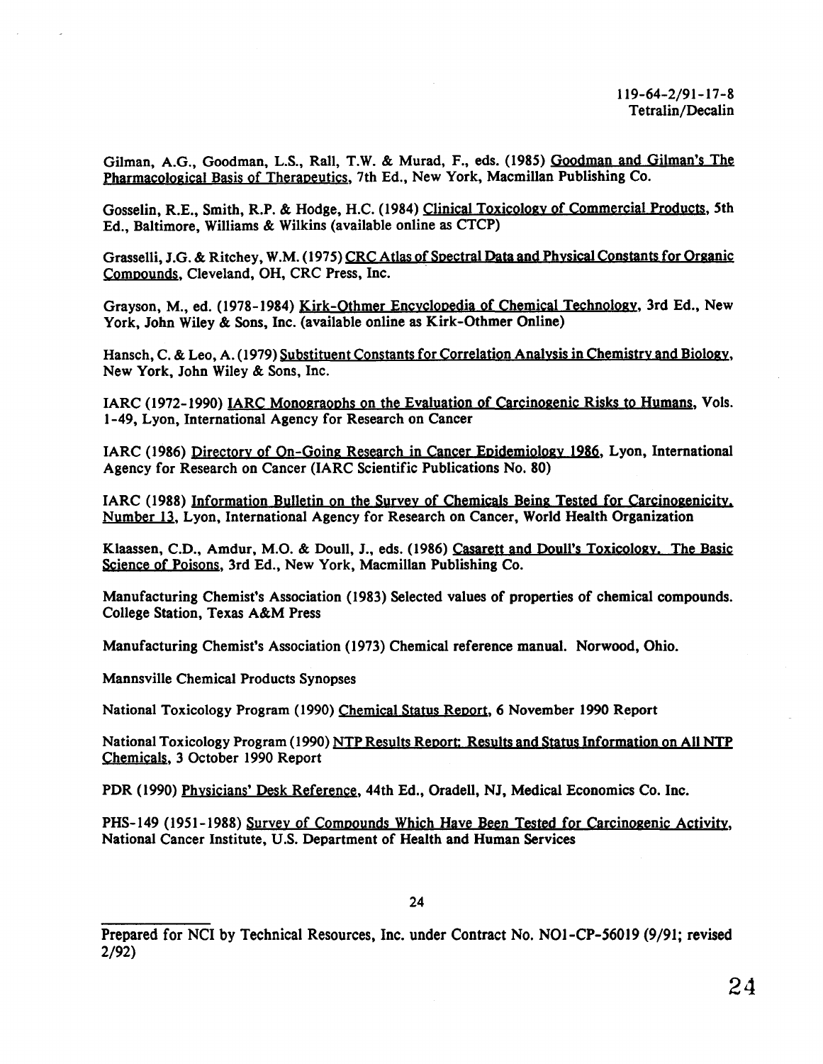Gilman, A.G., Goodman, L.S., Rall, T.W. & Murad, F., eds. (1985) Goodman and Gilman's The Pharmacological Basis of Therapeutics, 7th Ed., New York, Macmillan Publishing Co.

Gosselin, R.E., Smith, R.P. & Hodge, H.C. (1984) Clinical Toxicology of Commercial Products, 5th Ed., Baltimore, Williams & Wilkins (available online as CTCP)

Grasselli, J.G. & Ritchey, W.M. (1975) CRC Atlas of Spectral Data and Physical Constants for Organic Compounds, Cleveland, OH, CRC Press, Inc.

Grayson, M., ed. (1978-1984) Kirk-Othmer Encyclopedia of Chemical Technology, 3rd Ed., New York, John Wiley & Sons, Inc. (available online as Kirk-Othmer Online)

Hansch, C. & Leo, A. (1979) Substituent Constants for Correlation Analysis in Chemistry and Biology, New York, John Wiley & Sons, Inc.

IARC (1972-1990) IARC Monographs on the Evaluation of Carcinogenic Risks to Humans, Vols. 1-49, Lyon, International Agency for Research on Cancer

IARC (1986) Directory of On-Going Research in Cancer Epidemiology 1986, Lyon, International Agency for Research on Cancer (IARC Scientific Publications No. 80)

IARC (1988) Information Bulletin on the Survey of Chemicals Being Tested for Carcinogenicity, Number 13, Lyon, International Agency for Research on Cancer, World Health Organization

Klaassen, C.D., Amdur, M.O. & Doull, J., eds. (1986) Casarett and Doull's Toxicology. The Basic Science of Poisons, 3rd Ed., New York, Macmillan Publishing Co.

Manufacturing Chemist's Association (1983) Selected values of properties of chemical compounds. College Station, Texas A&M Press

Manufacturing Chemist's Association (1973) Chemical reference manual. Norwood, Ohio.

Mannsville Chemical Products Synopses

National Toxicology Program (1990) Chemical Status Report, 6 November 1990 Report

National Toxicology Program (1990) NTP Results Report: Results and Status Information on All NTP Chemicals, 3 October 1990 Report

PDR (1990) Physicians' Desk Reference, 44th Ed., Oradell, NJ, Medical Economics Co. Inc.

PHS-149 (1951-1988) Survey of Compounds Which Have Been Tested for Carcinogenic Activity, National Cancer Institute, U.S. Department of Health and Human Services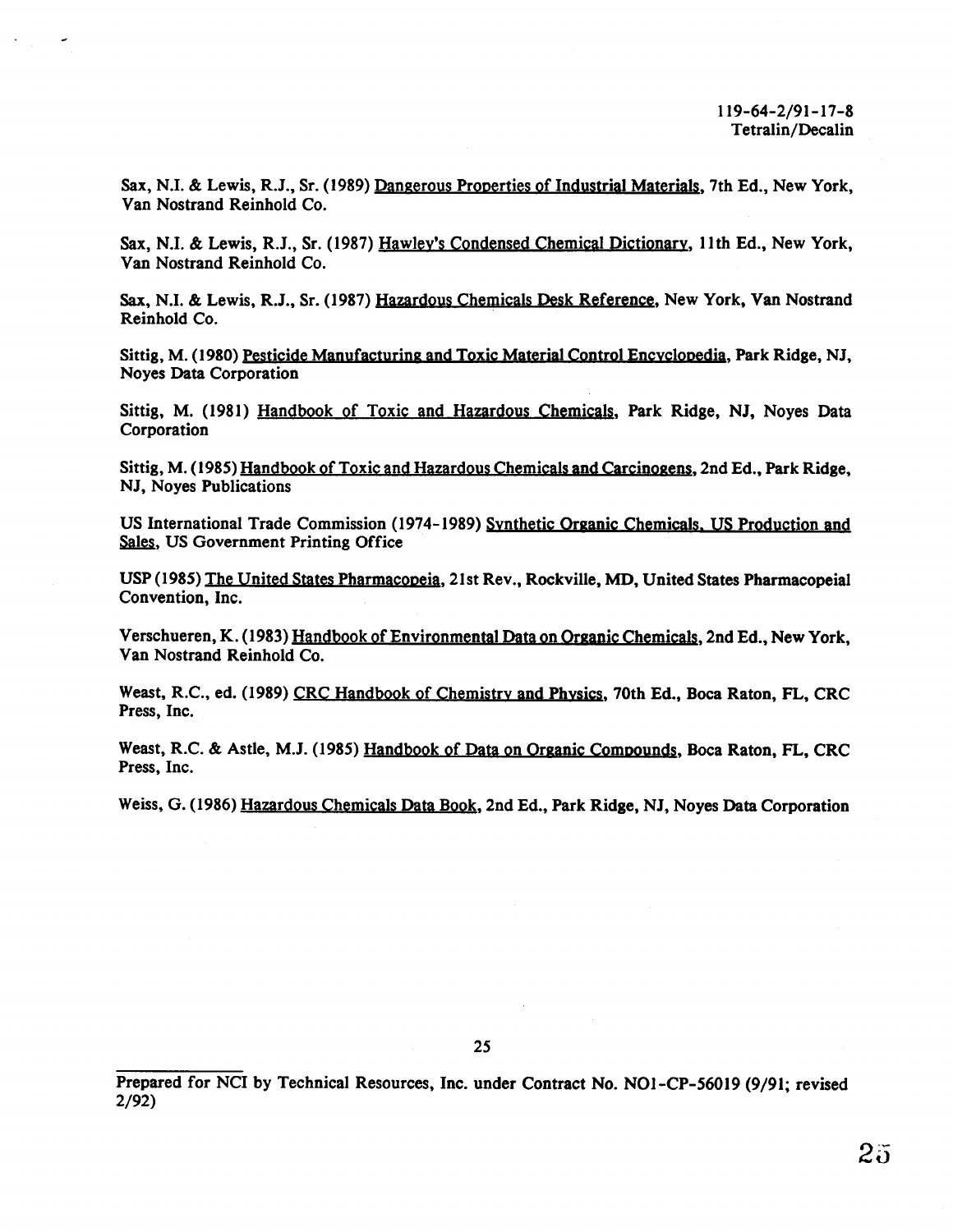Sax, N.I. & Lewis, R.J., Sr. (1989) Dangerous Properties of Industrial Materials, 7th Ed., New York, Van Nostrand Reinhold Co.

Sax, N.I. & Lewis, R.J., Sr. (1987) Hawley's Condensed Chemical Dictionary, 11th Ed., New York, Van Nostrand Reinhold Co.

Sax, N.I. & Lewis, R.J., Sr. (1987) Hazardous Chemicals Desk Reference, New York, Van Nostrand Reinhold Co.

Sittig, M. (1980) Pesticide Manufacturing and Toxic Material Control Encyclopedia, Park Ridge, NJ, Noyes Data Corporation

Sittig, M. (1981) Handbook of Toxic and Hazardous Chemicals, Park Ridge, NJ, Noyes Data Corporation

Sittig, M. (1985) Handbook of Toxic and Hazardous Chemicals and Carcinogens, 2nd Ed., Park Ridge, NJ, Noyes Publications

US International Trade Commission (1974-1989) Synthetic Organic Chemicals, US Production and Sales, US Government Printing Office

USP (1985) The United States Pharmacopeia, 21st Rev., Rockville, MD, United States Pharmacopeial Convention, Inc.

Verschueren, K. (1983) Handbook of Environmental Data on Organic Chemicals, 2nd Ed., New York, Van Nostrand Reinhold Co.

Weast, R.C., ed. (1989) CRC Handbook of Chemistry and Physics, 70th Ed., Boca Raton, FL, CRC Press, Inc.

Weast, R.C. & Astle, M.J. (1985) Handbook of Data on Organic Compounds, Boca Raton, FL, CRC Press, Inc.

Weiss, G. (1986) Hazardous Chemicals Data Book, 2nd Ed., Park Ridge, NJ, Noyes Data Corporation